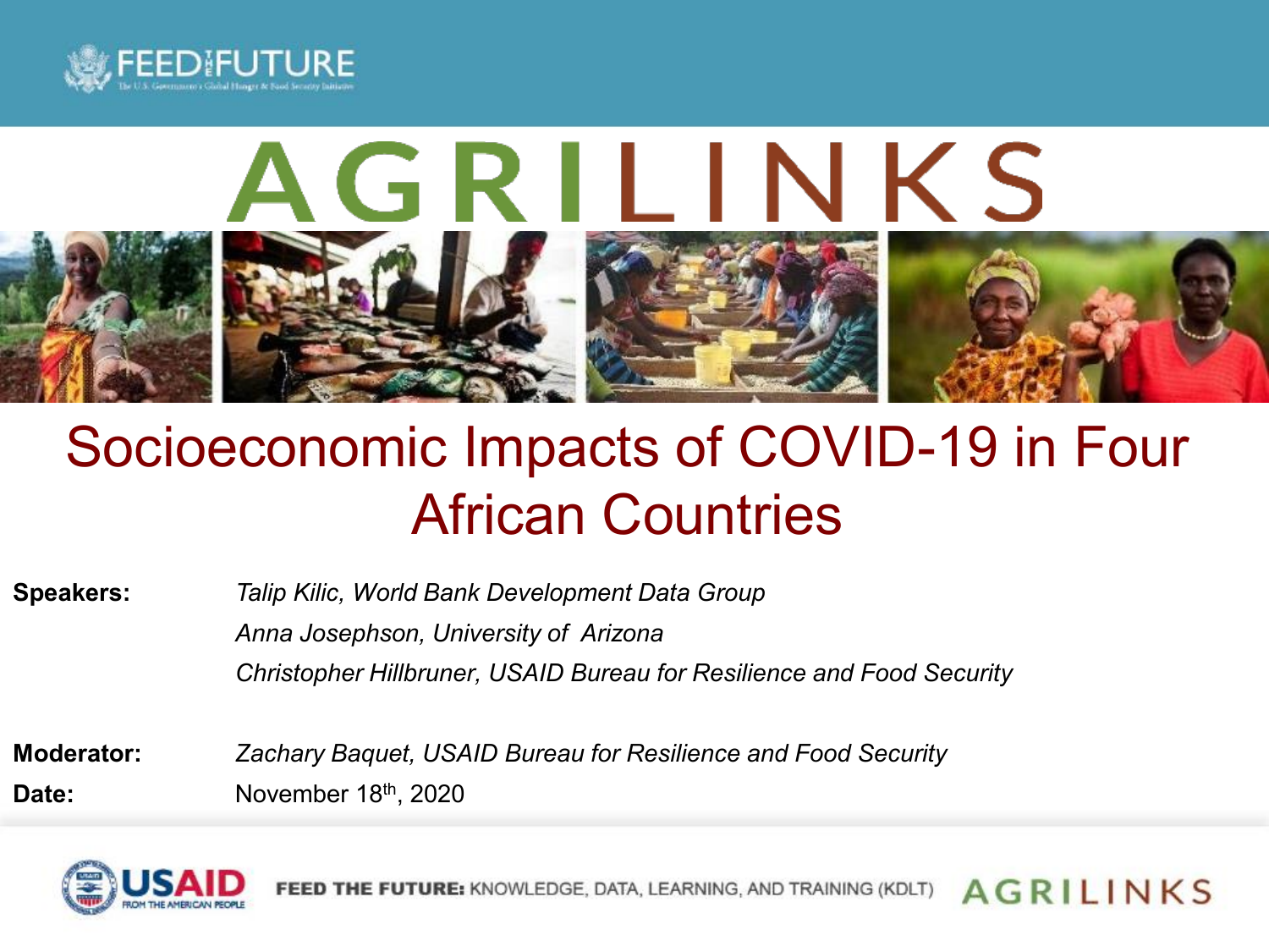FEED THE FUTURE

The U.S. Government's Global Hunger & Food Security Initiative

# AGRILINKS

# Socioeconomic Impacts of COVID-19 in Four African Countries

**Speakers:** *Talip Kilic, World Bank Development Data Group*

*Anna Josephson, University of Arizona*

*Christopher Hillbruner, USAID Bureau for Resilience and Food Security*

**Moderator:** *Zachary Baquet, USAID Bureau for Resilience and Food Security*

**Date:** November 18th, 2020

USAID FROM THE AMERICAN PEOPLE

**FEED THE FUTURE:** KNOWLEDGE, DATA, LEARNING, AND TRAINING (KDLT) AGRILINKS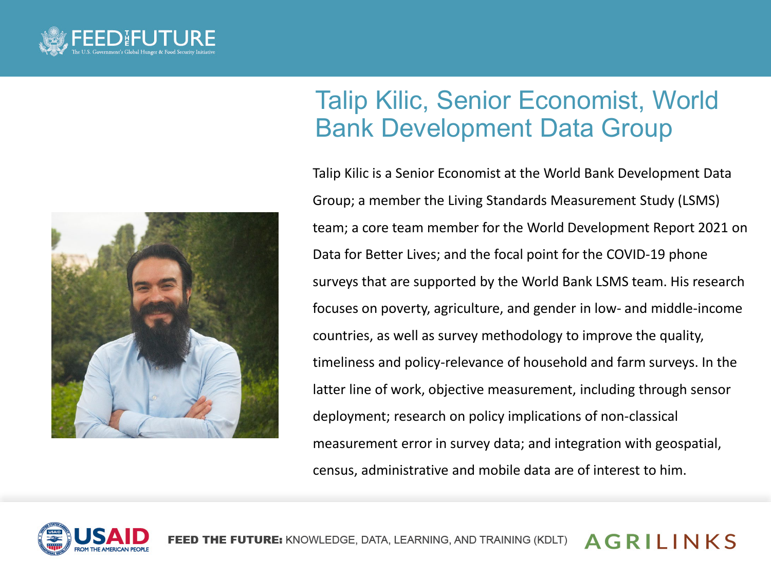# Talip Kilic, Senior Economist, World Bank Development Data Group

Talip Kilic is a Senior Economist at the World Bank Development Data Group; a member the Living Standards Measurement Study (LSMS) team; a core team member for the World Development Report 2021 on Data for Better Lives; and the focal point for the COVID-19 phone surveys that are supported by the World Bank LSMS team. His research focuses on poverty, agriculture, and gender in low- and middle-income countries, as well as survey methodology to improve the quality, timeliness and policy-relevance of household and farm surveys. In the latter line of work, objective measurement, including through sensor deployment; research on policy implications of non-classical measurement error in survey data; and integration with geospatial, census, administrative and mobile data are of interest to him.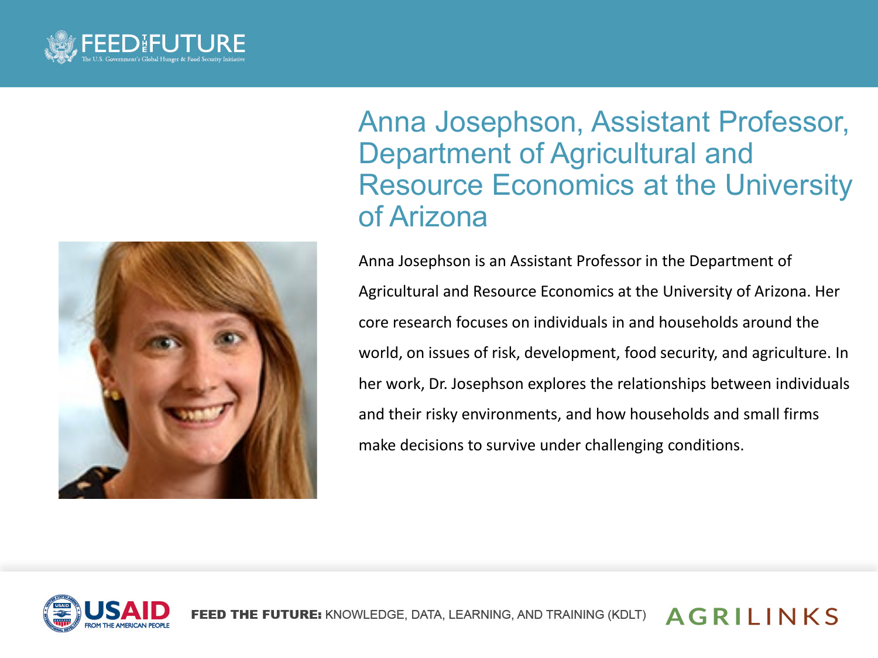## Anna Josephson, Assistant Professor, Department of Agricultural and Resource Economics at the University of Arizona

Anna Josephson is an Assistant Professor in the Department of Agricultural and Resource Economics at the University of Arizona. Her core research focuses on individuals in and households around the world, on issues of risk, development, food security, and agriculture. In her work, Dr. Josephson explores the relationships between individuals and their risky environments, and how households and small firms make decisions to survive under challenging conditions.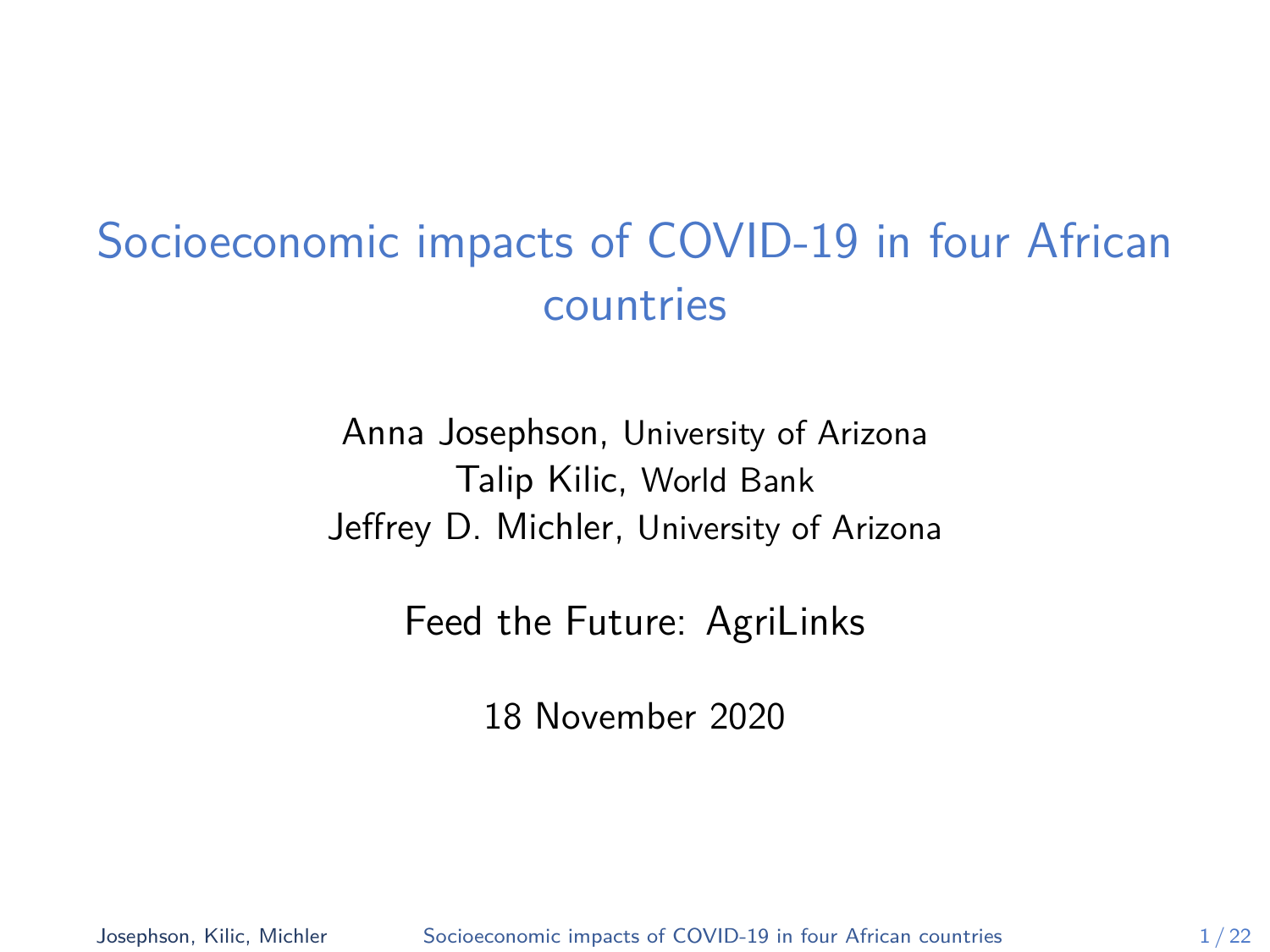# Socioeconomic impacts of COVID-19 in four African countries

Anna Josephson, University of Arizona
Talip Kilic, World Bank
Jeffrey D. Michler, University of Arizona

Feed the Future: AgriLinks

18 November 2020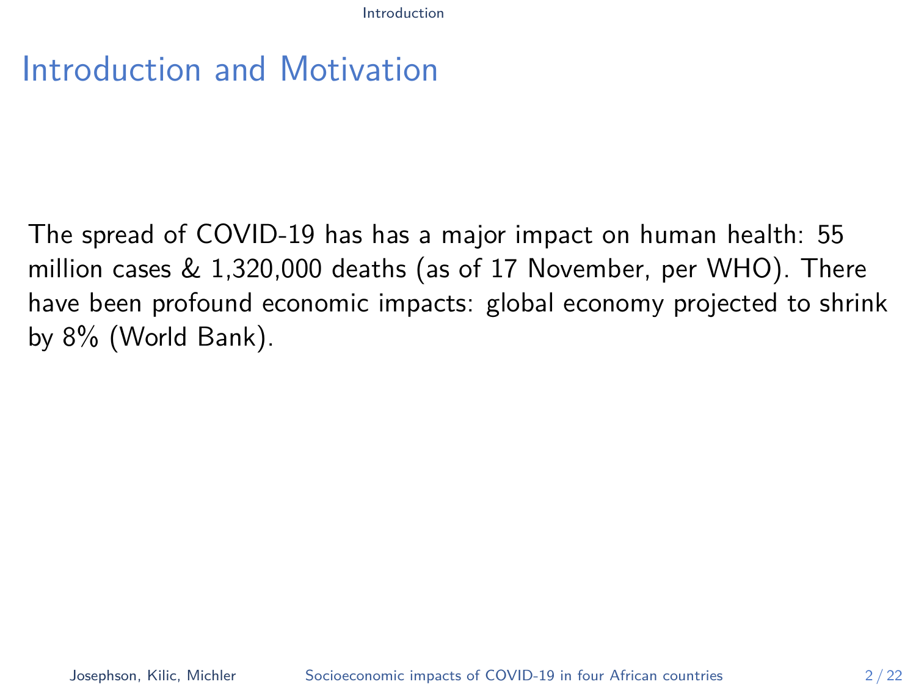# Introduction and Motivation

The spread of COVID-19 has has a major impact on human health: 55 million cases & 1,320,000 deaths (as of 17 November, per WHO). There have been profound economic impacts: global economy projected to shrink by 8% (World Bank).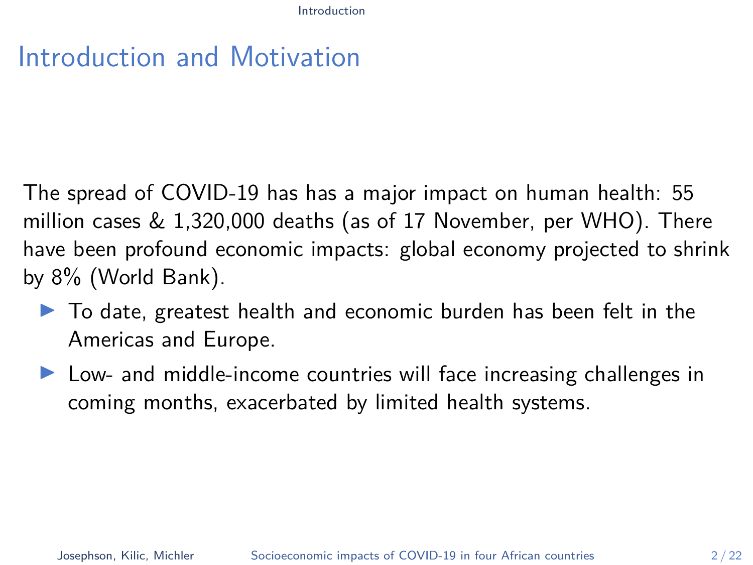# Introduction and Motivation

The spread of COVID-19 has has a major impact on human health: 55 million cases & 1,320,000 deaths (as of 17 November, per WHO). There have been profound economic impacts: global economy projected to shrink by 8% (World Bank).

- To date, greatest health and economic burden has been felt in the Americas and Europe.
- Low- and middle-income countries will face increasing challenges in coming months, exacerbated by limited health systems.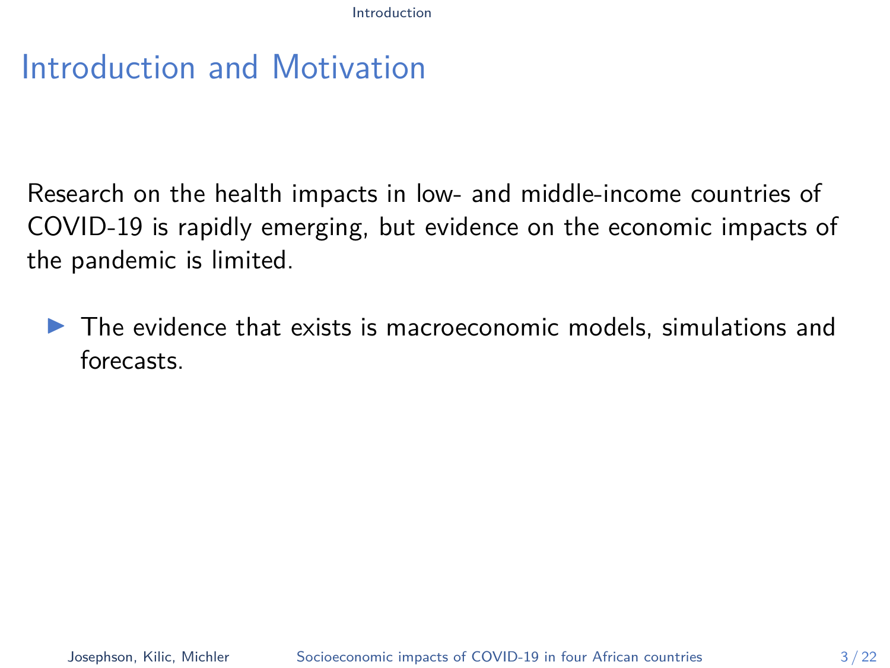# Introduction and Motivation

Research on the health impacts in low- and middle-income countries of COVID-19 is rapidly emerging, but evidence on the economic impacts of the pandemic is limited.

- The evidence that exists is macroeconomic models, simulations and forecasts.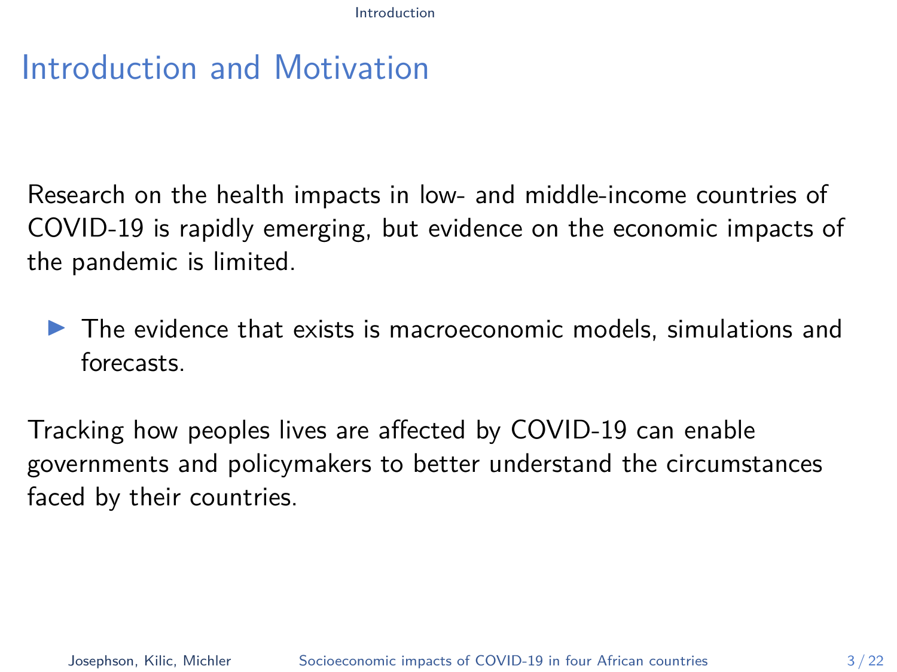# Introduction and Motivation

Research on the health impacts in low- and middle-income countries of COVID-19 is rapidly emerging, but evidence on the economic impacts of the pandemic is limited.

- The evidence that exists is macroeconomic models, simulations and forecasts.

Tracking how peoples lives are affected by COVID-19 can enable governments and policymakers to better understand the circumstances faced by their countries.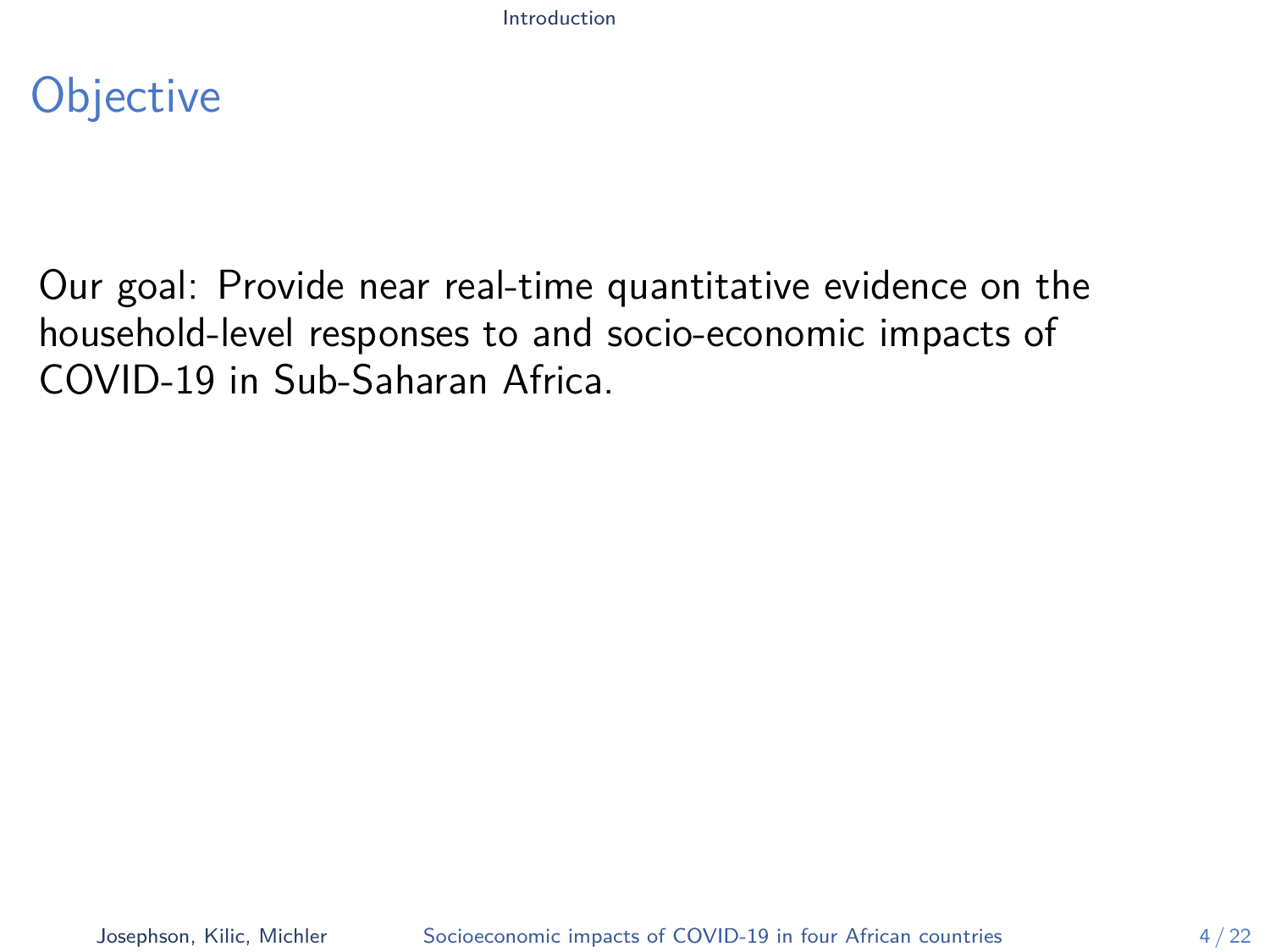## Objective

Our goal: Provide near real-time quantitative evidence on the household-level responses to and socio-economic impacts of COVID-19 in Sub-Saharan Africa.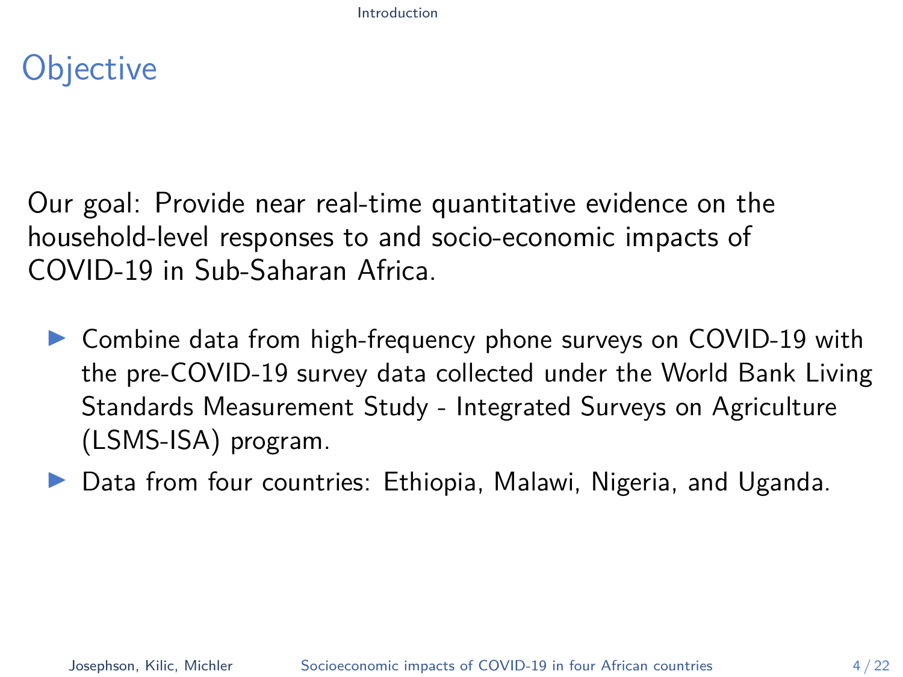# Objective

Our goal: Provide near real-time quantitative evidence on the household-level responses to and socio-economic impacts of COVID-19 in Sub-Saharan Africa.

- Combine data from high-frequency phone surveys on COVID-19 with the pre-COVID-19 survey data collected under the World Bank Living Standards Measurement Study - Integrated Surveys on Agriculture (LSMS-ISA) program.
- Data from four countries: Ethiopia, Malawi, Nigeria, and Uganda.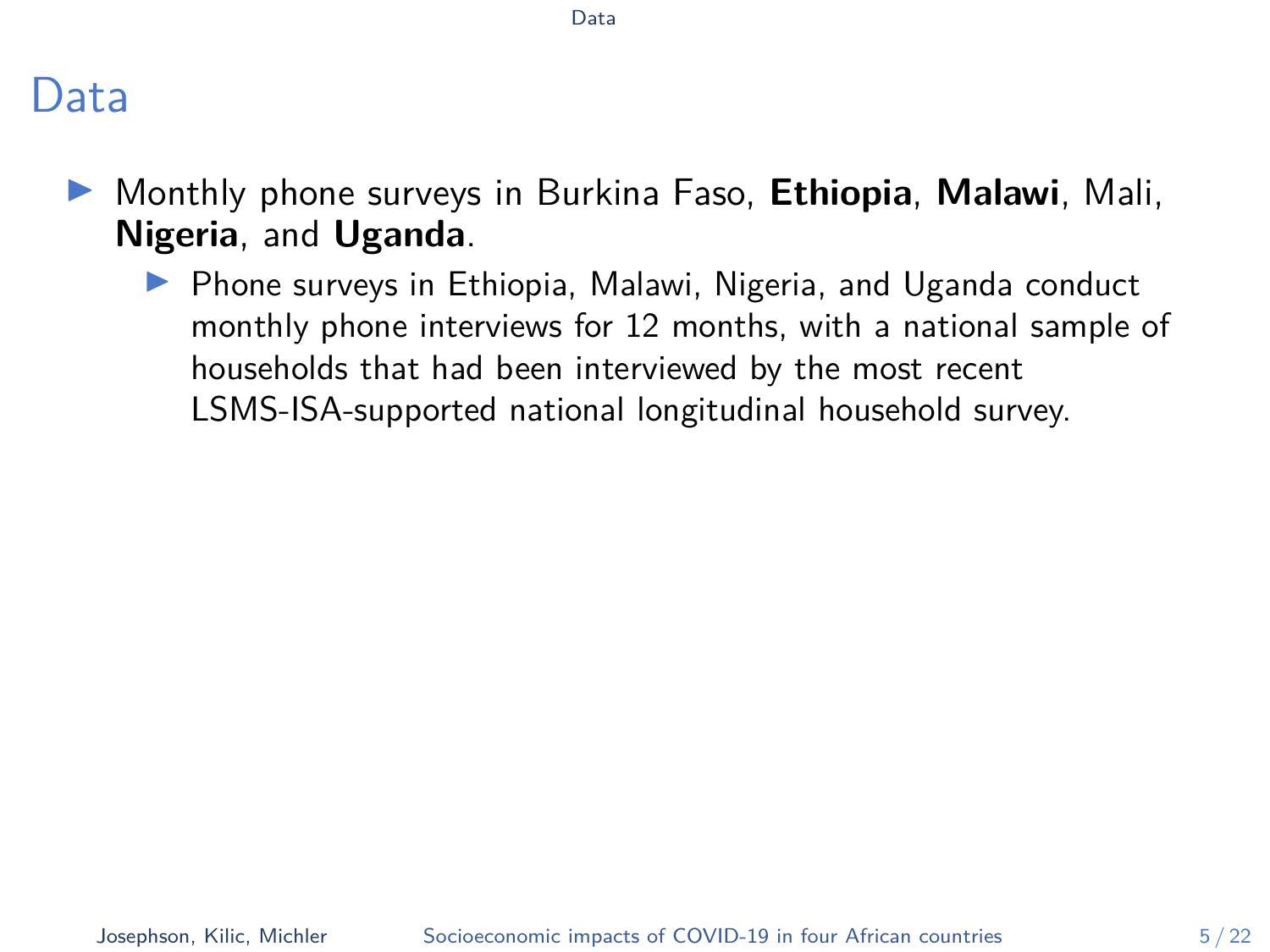# Data

- Monthly phone surveys in Burkina Faso, **Ethiopia**, **Malawi**, Mali, **Nigeria**, and **Uganda**.
  - Phone surveys in Ethiopia, Malawi, Nigeria, and Uganda conduct monthly phone interviews for 12 months, with a national sample of households that had been interviewed by the most recent LSMS-ISA-supported national longitudinal household survey.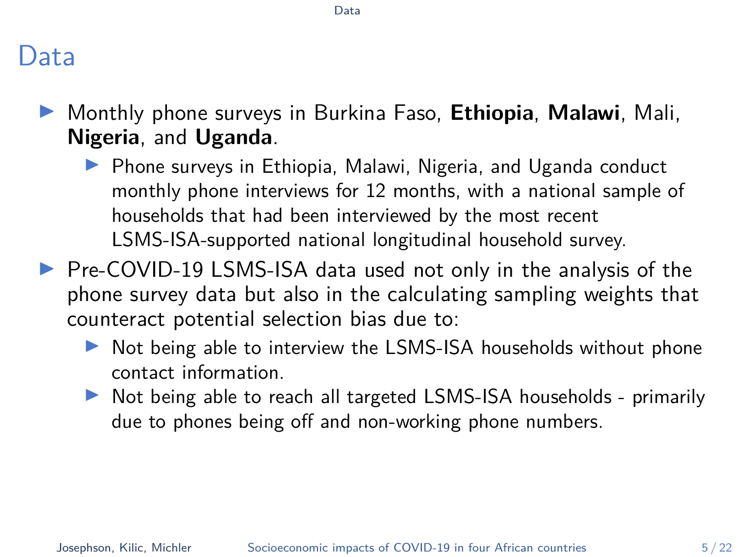# Data

- Monthly phone surveys in Burkina Faso, **Ethiopia**, **Malawi**, Mali, **Nigeria**, and **Uganda**.
  - Phone surveys in Ethiopia, Malawi, Nigeria, and Uganda conduct monthly phone interviews for 12 months, with a national sample of households that had been interviewed by the most recent LSMS-ISA-supported national longitudinal household survey.
- Pre-COVID-19 LSMS-ISA data used not only in the analysis of the phone survey data but also in the calculating sampling weights that counteract potential selection bias due to:
  - Not being able to interview the LSMS-ISA households without phone contact information.
  - Not being able to reach all targeted LSMS-ISA households - primarily due to phones being off and non-working phone numbers.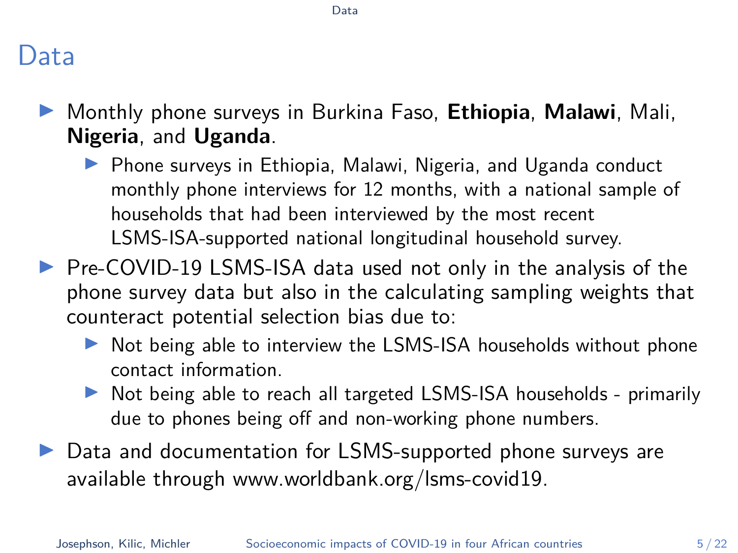# Data

- Monthly phone surveys in Burkina Faso, **Ethiopia**, **Malawi**, Mali, **Nigeria**, and **Uganda**.
  - Phone surveys in Ethiopia, Malawi, Nigeria, and Uganda conduct monthly phone interviews for 12 months, with a national sample of households that had been interviewed by the most recent LSMS-ISA-supported national longitudinal household survey.
- Pre-COVID-19 LSMS-ISA data used not only in the analysis of the phone survey data but also in the calculating sampling weights that counteract potential selection bias due to:
  - Not being able to interview the LSMS-ISA households without phone contact information.
  - Not being able to reach all targeted LSMS-ISA households - primarily due to phones being off and non-working phone numbers.
- Data and documentation for LSMS-supported phone surveys are available through www.worldbank.org/lsms-covid19.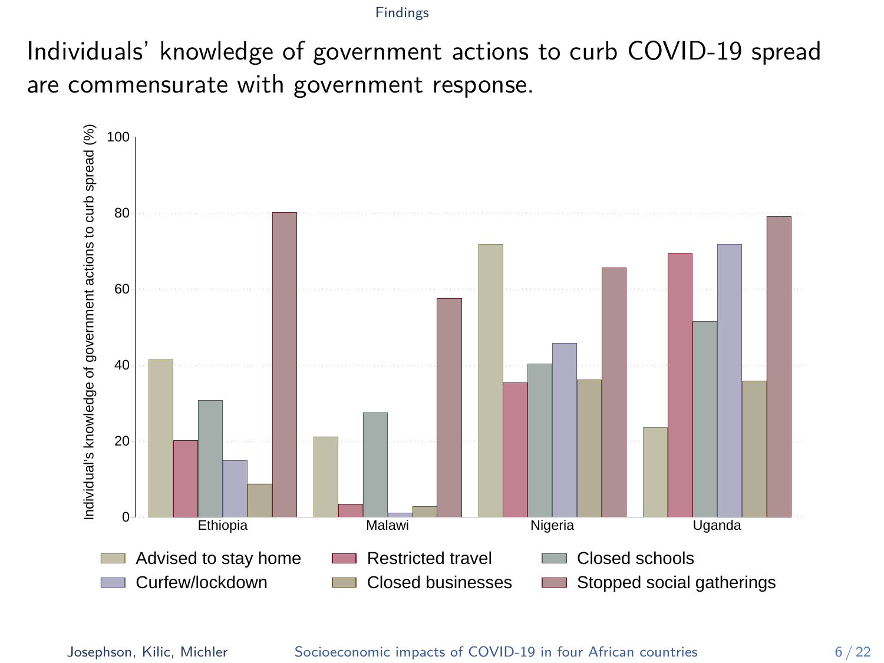# Individuals' knowledge of government actions to curb COVID-19 spread are commensurate with government response.

Individual's knowledge of government actions to curb spread (%)

Ethiopia, Malawi, Nigeria, Uganda

Advised to stay home · Restricted travel · Closed schools · Curfew/lockdown · Closed businesses · Stopped social gatherings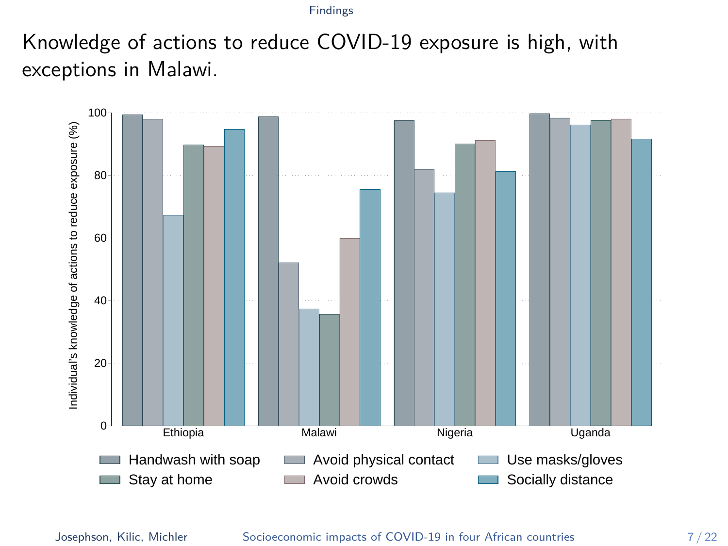# Knowledge of actions to reduce COVID-19 exposure is high, with exceptions in Malawi.

Individual's knowledge of actions to reduce exposure (%)

Ethiopia | Malawi | Nigeria | Uganda

Handwash with soap | Avoid physical contact | Use masks/gloves | Stay at home | Avoid crowds | Socially distance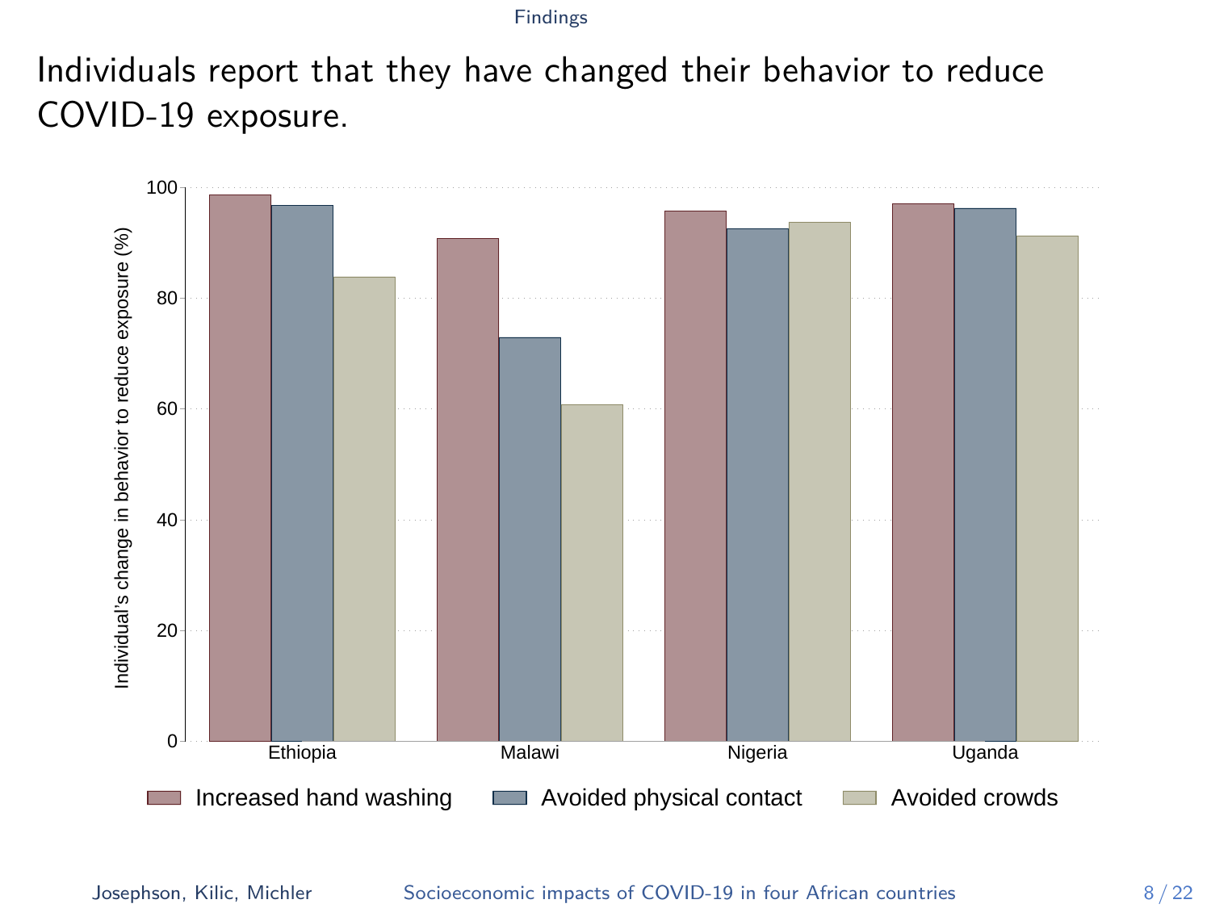# Individuals report that they have changed their behavior to reduce COVID-19 exposure.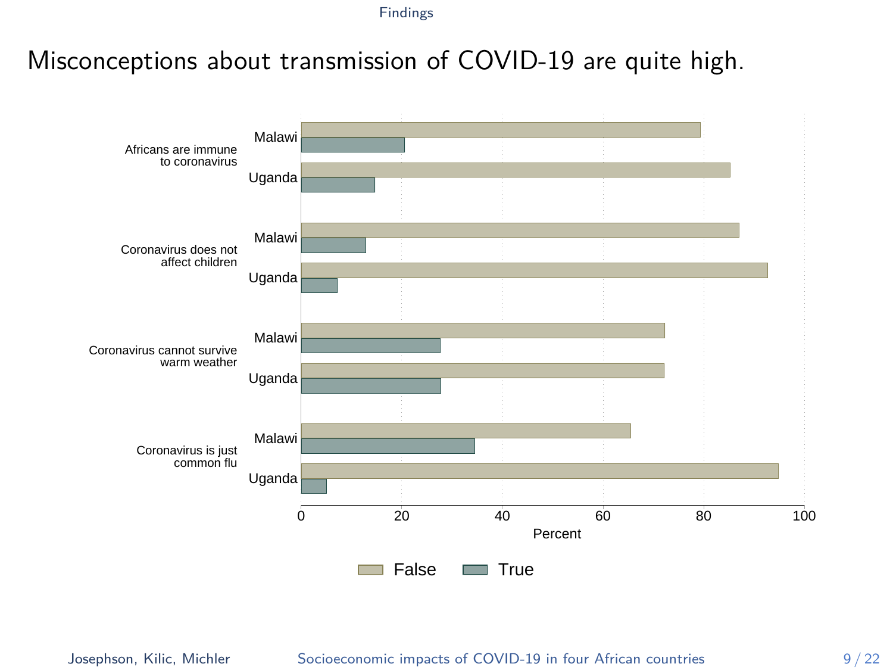# Misconceptions about transmission of COVID-19 are quite high.

| | | False | True |
|---|---|---|---|
| Africans are immune to coronavirus | Malawi | 79 | 21 |
| | Uganda | 85 | 15 |
| Coronavirus does not affect children | Malawi | 87 | 13 |
| | Uganda | 93 | 7 |
| Coronavirus cannot survive warm weather | Malawi | 72 | 28 |
| | Uganda | 72 | 28 |
| Coronavirus is just common flu | Malawi | 65 | 35 |
| | Uganda | 95 | 5 |

Percent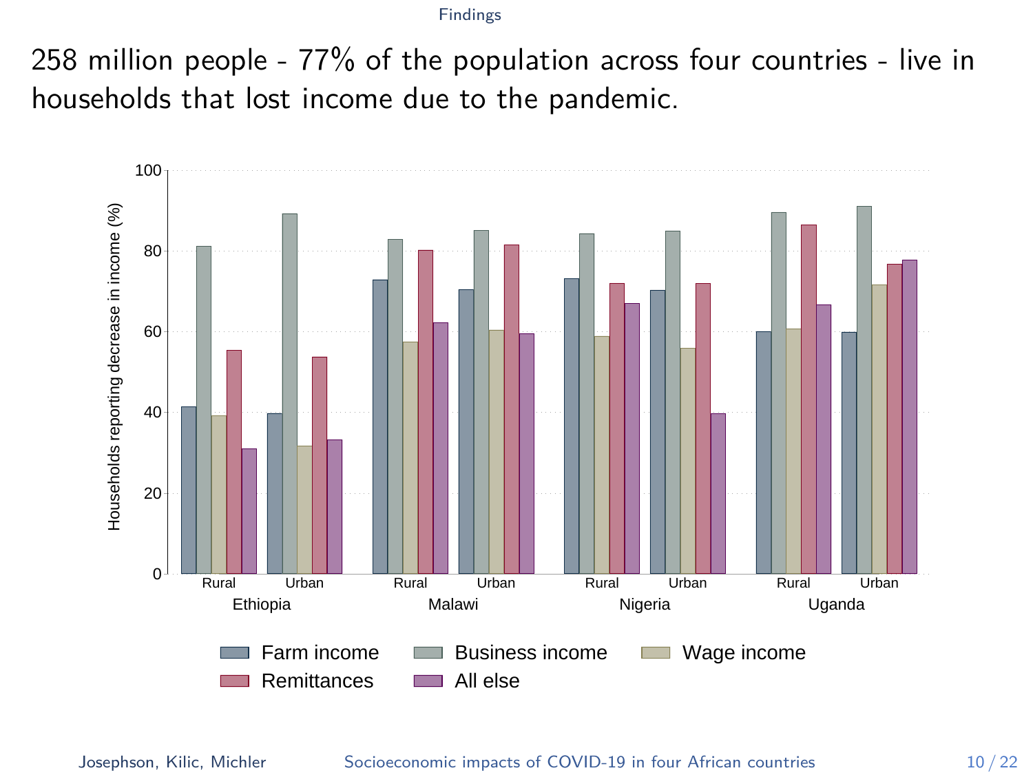Findings

# 258 million people - 77% of the population across four countries - live in households that lost income due to the pandemic.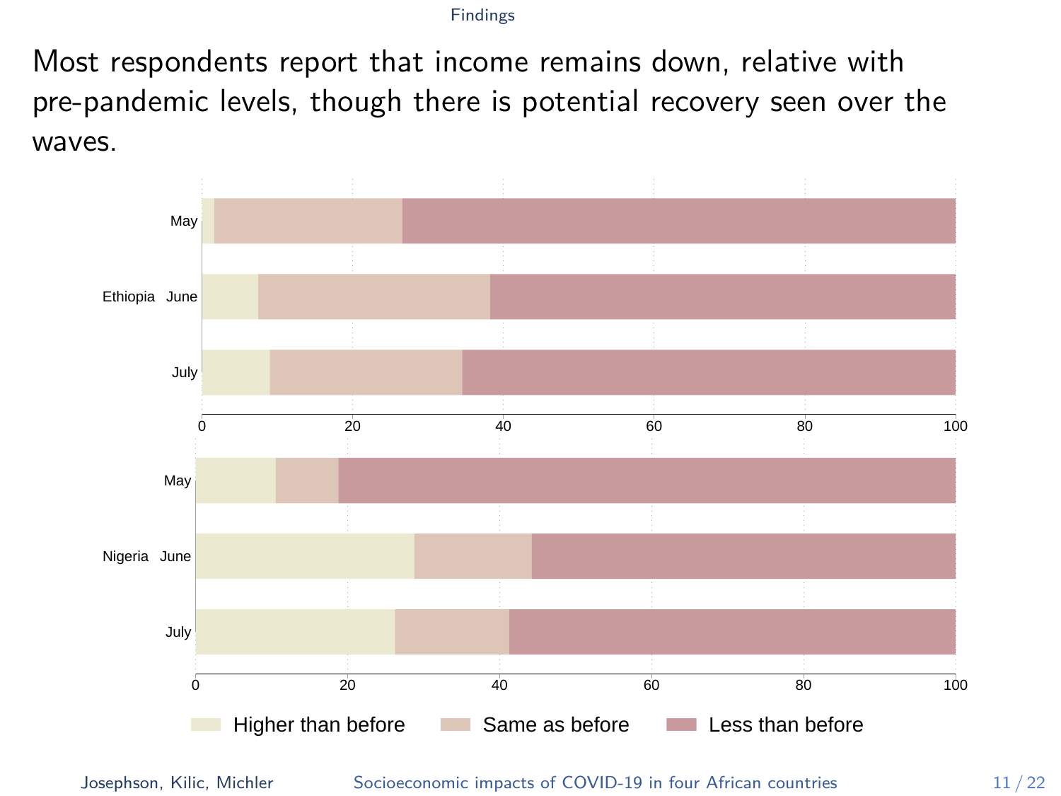Most respondents report that income remains down, relative with pre-pandemic levels, though there is potential recovery seen over the waves.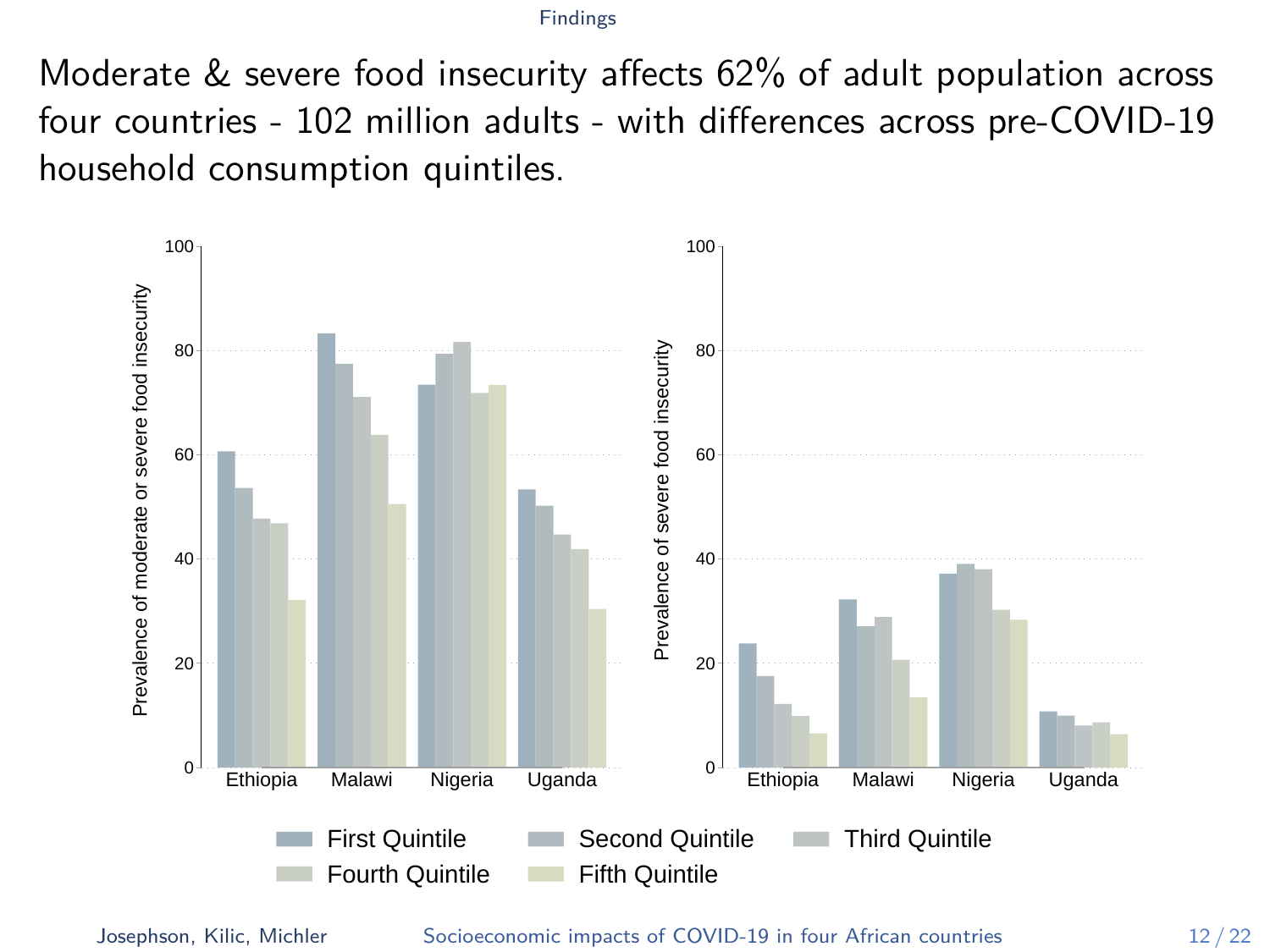# Moderate & severe food insecurity affects 62% of adult population across four countries - 102 million adults - with differences across pre-COVID-19 household consumption quintiles.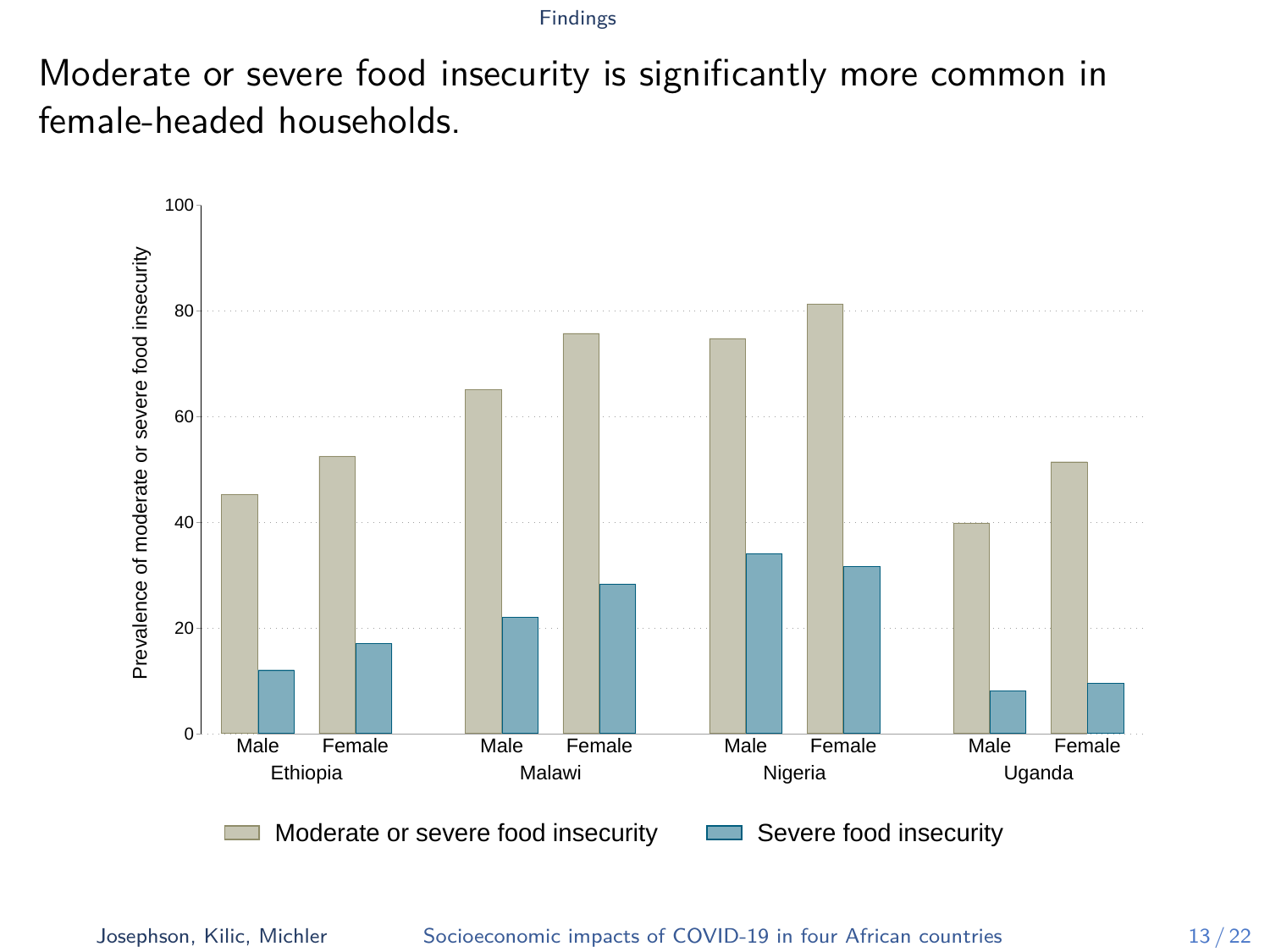# Moderate or severe food insecurity is significantly more common in female-headed households.

Prevalence of moderate or severe food insecurity

| Country | Household head | Moderate or severe food insecurity | Severe food insecurity |
|---|---|---|---|
| Ethiopia | Male | 45 | 12 |
| Ethiopia | Female | 52 | 17 |
| Malawi | Male | 65 | 22 |
| Malawi | Female | 76 | 28 |
| Nigeria | Male | 75 | 34 |
| Nigeria | Female | 81 | 32 |
| Uganda | Male | 40 | 8 |
| Uganda | Female | 51 | 10 |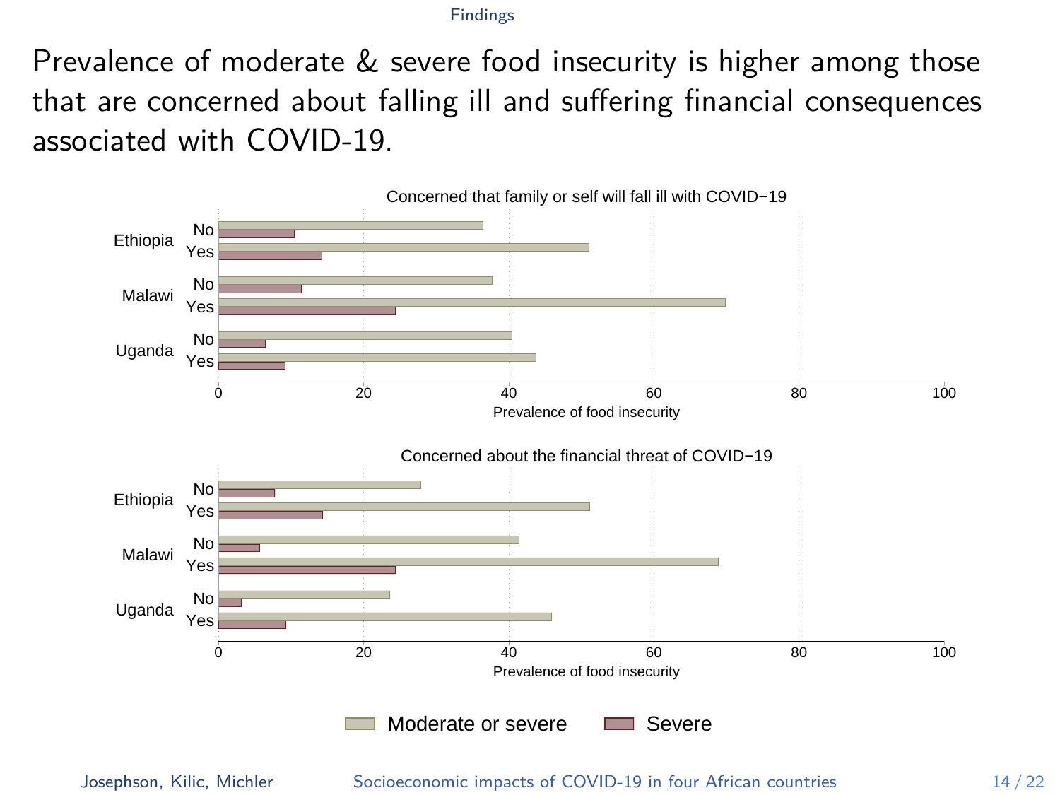# Prevalence of moderate & severe food insecurity is higher among those that are concerned about falling ill and suffering financial consequences associated with COVID-19.

Concerned that family or self will fall ill with COVID−19

Ethiopia: No, Yes
Malawi: No, Yes
Uganda: No, Yes

0 20 40 60 80 100

Prevalence of food insecurity

Concerned about the financial threat of COVID−19

Ethiopia: No, Yes
Malawi: No, Yes
Uganda: No, Yes

0 20 40 60 80 100

Prevalence of food insecurity

Moderate or severe　Severe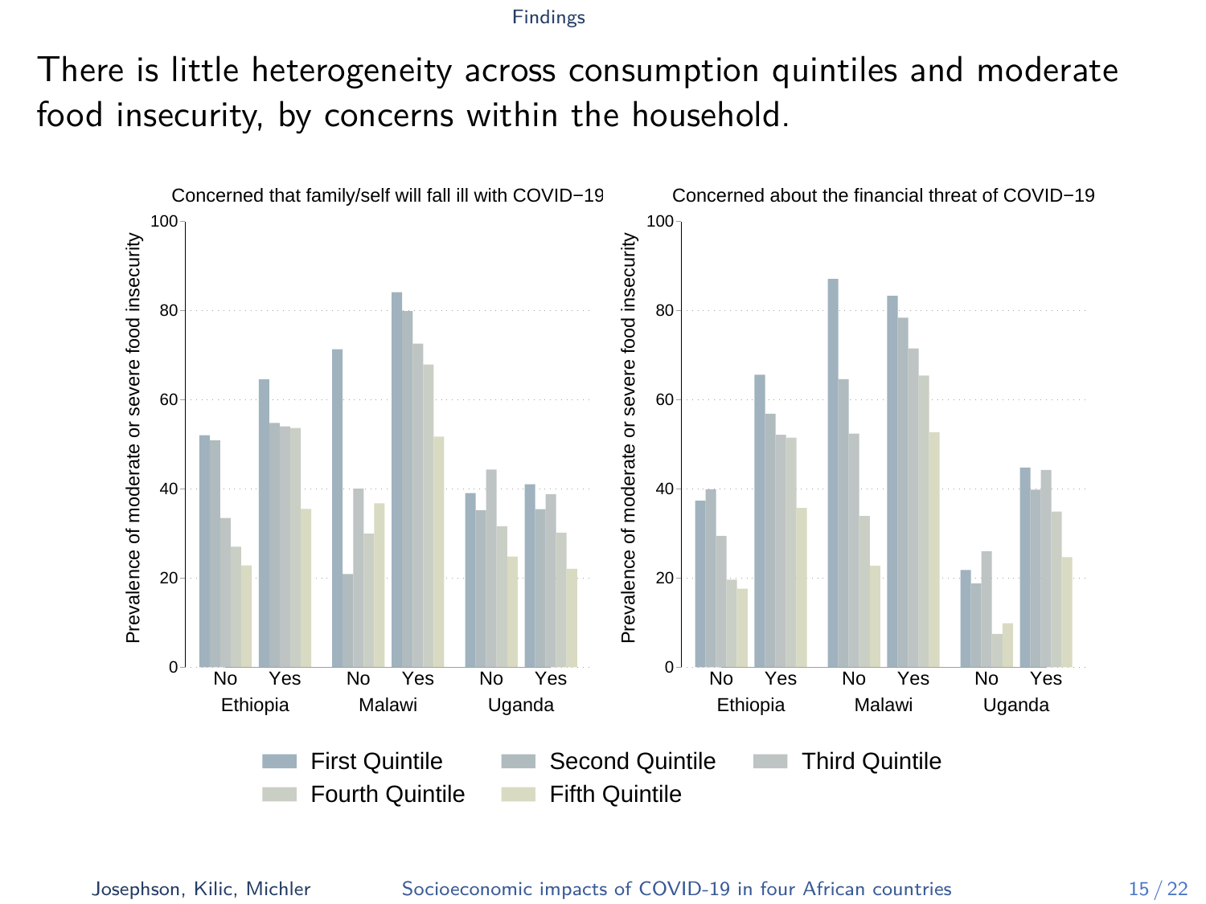# There is little heterogeneity across consumption quintiles and moderate food insecurity, by concerns within the household.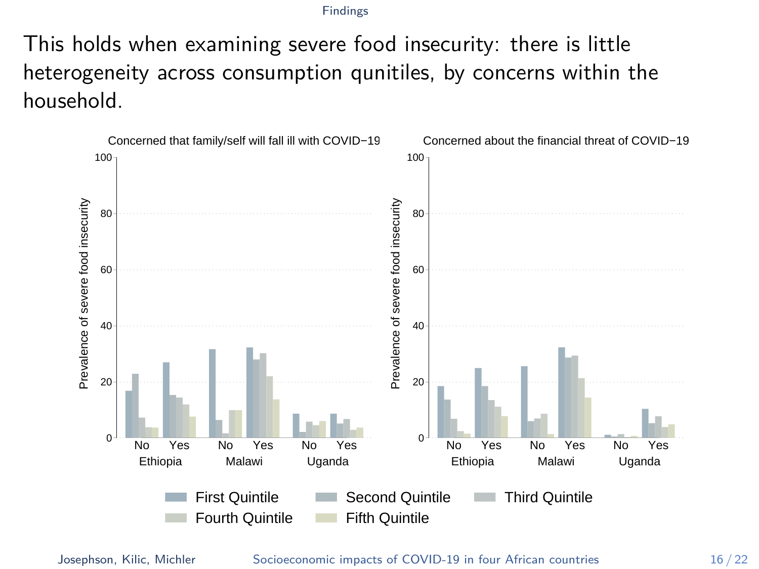This holds when examining severe food insecurity: there is little heterogeneity across consumption qunitiles, by concerns within the household.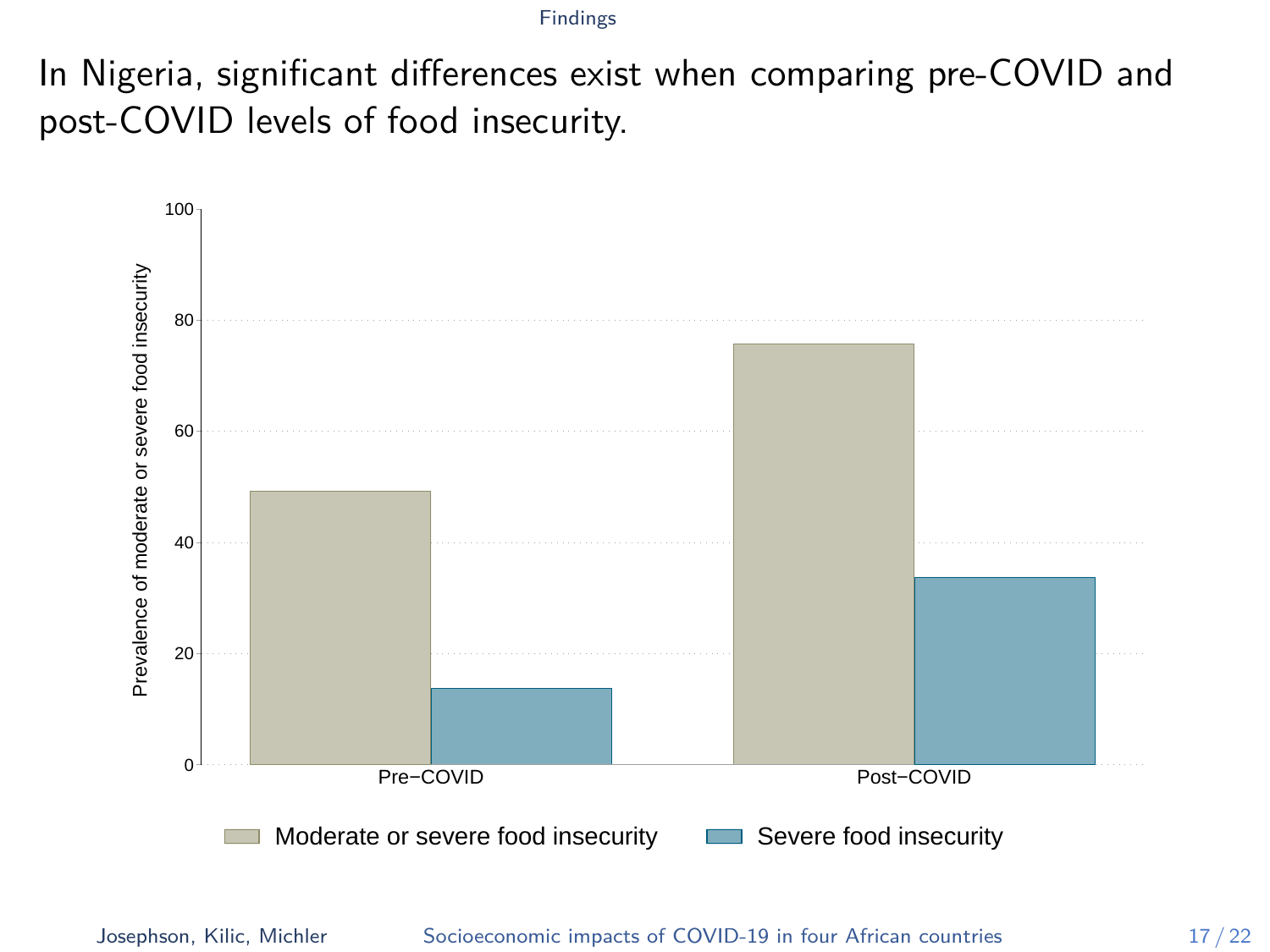# In Nigeria, significant differences exist when comparing pre-COVID and post-COVID levels of food insecurity.

Prevalence of moderate or severe food insecurity

100

80

60

40

20

0

Pre−COVID

Post−COVID

Moderate or severe food insecurity

Severe food insecurity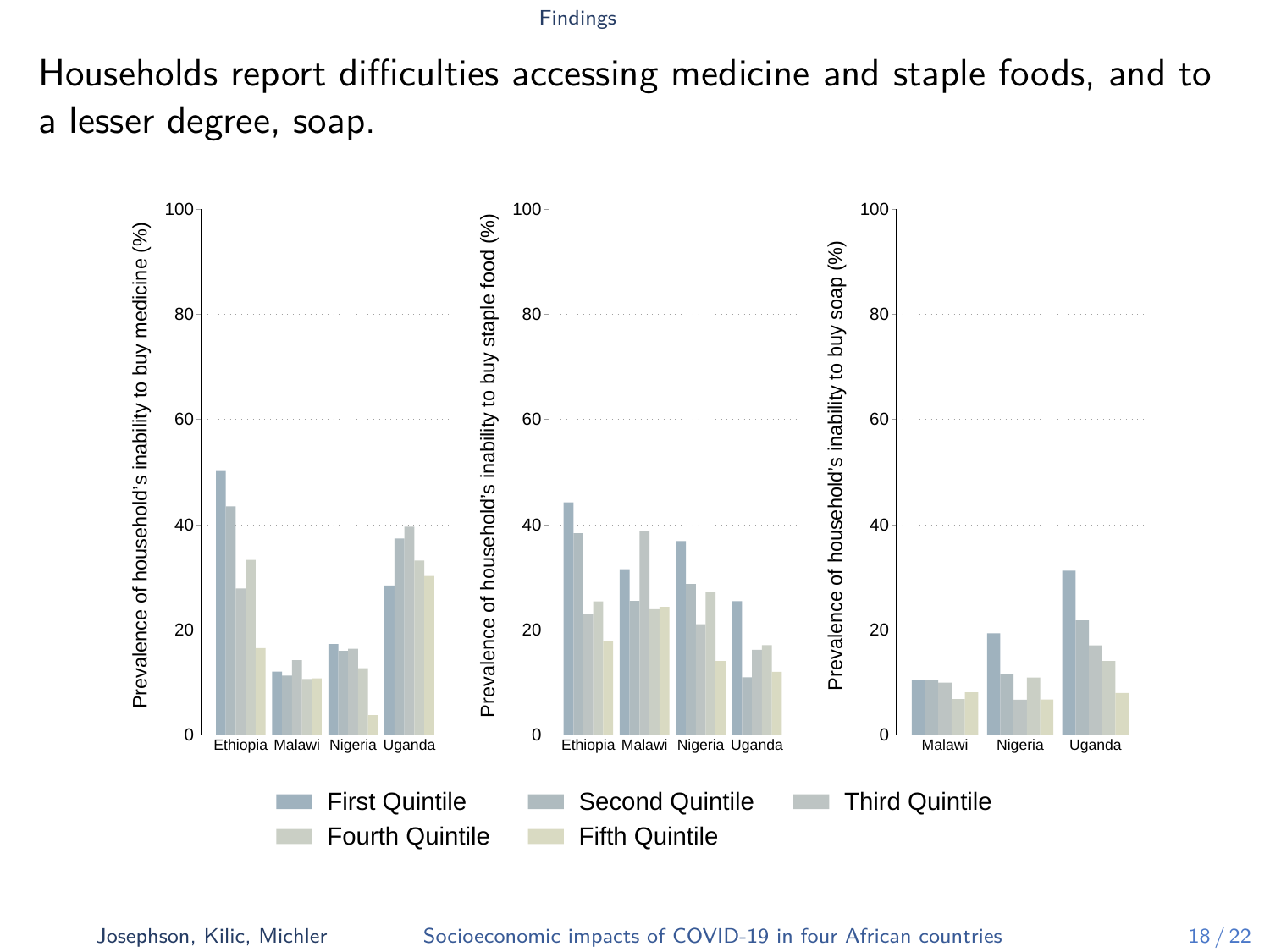# Households report difficulties accessing medicine and staple foods, and to a lesser degree, soap.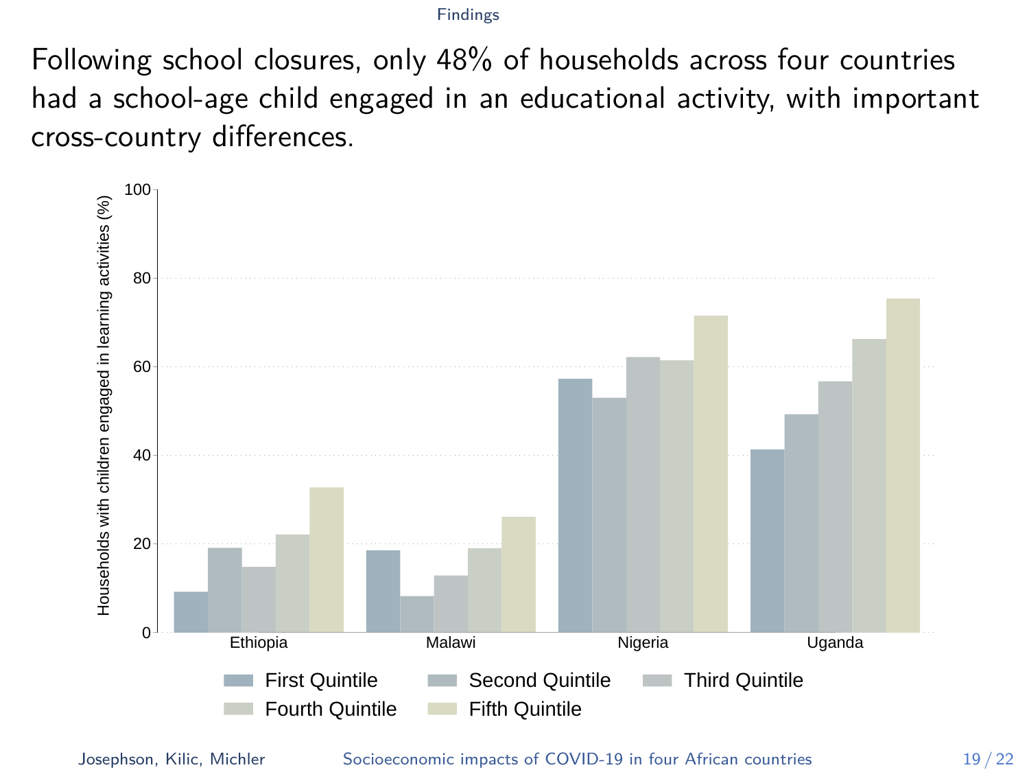Following school closures, only 48% of households across four countries had a school-age child engaged in an educational activity, with important cross-country differences.

Households with children engaged in learning activities (%)

Ethiopia | Malawi | Nigeria | Uganda

First Quintile | Second Quintile | Third Quintile | Fourth Quintile | Fifth Quintile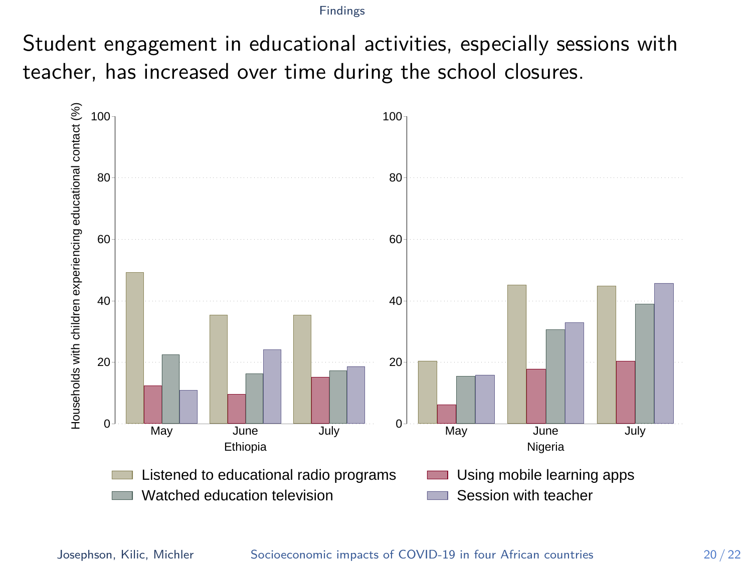# Student engagement in educational activities, especially sessions with teacher, has increased over time during the school closures.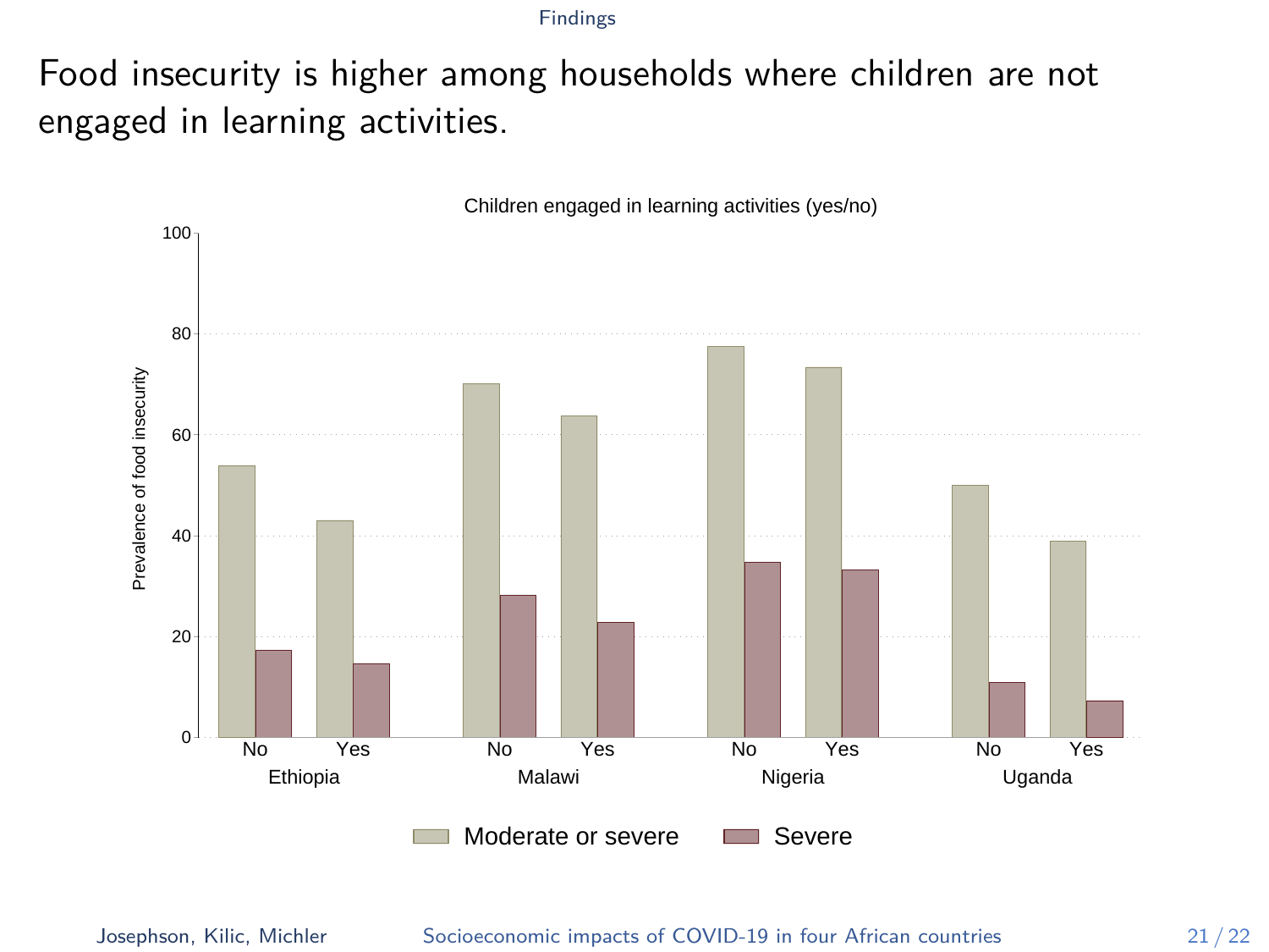# Food insecurity is higher among households where children are not engaged in learning activities.

Children engaged in learning activities (yes/no)

| Country | Children engaged | Moderate or severe | Severe |
|---|---|---|---|
| Ethiopia | No | 54 | 17 |
| Ethiopia | Yes | 43 | 15 |
| Malawi | No | 70 | 28 |
| Malawi | Yes | 64 | 23 |
| Nigeria | No | 78 | 35 |
| Nigeria | Yes | 73 | 33 |
| Uganda | No | 50 | 11 |
| Uganda | Yes | 39 | 7 |

Prevalence of food insecurity

Moderate or severe | Severe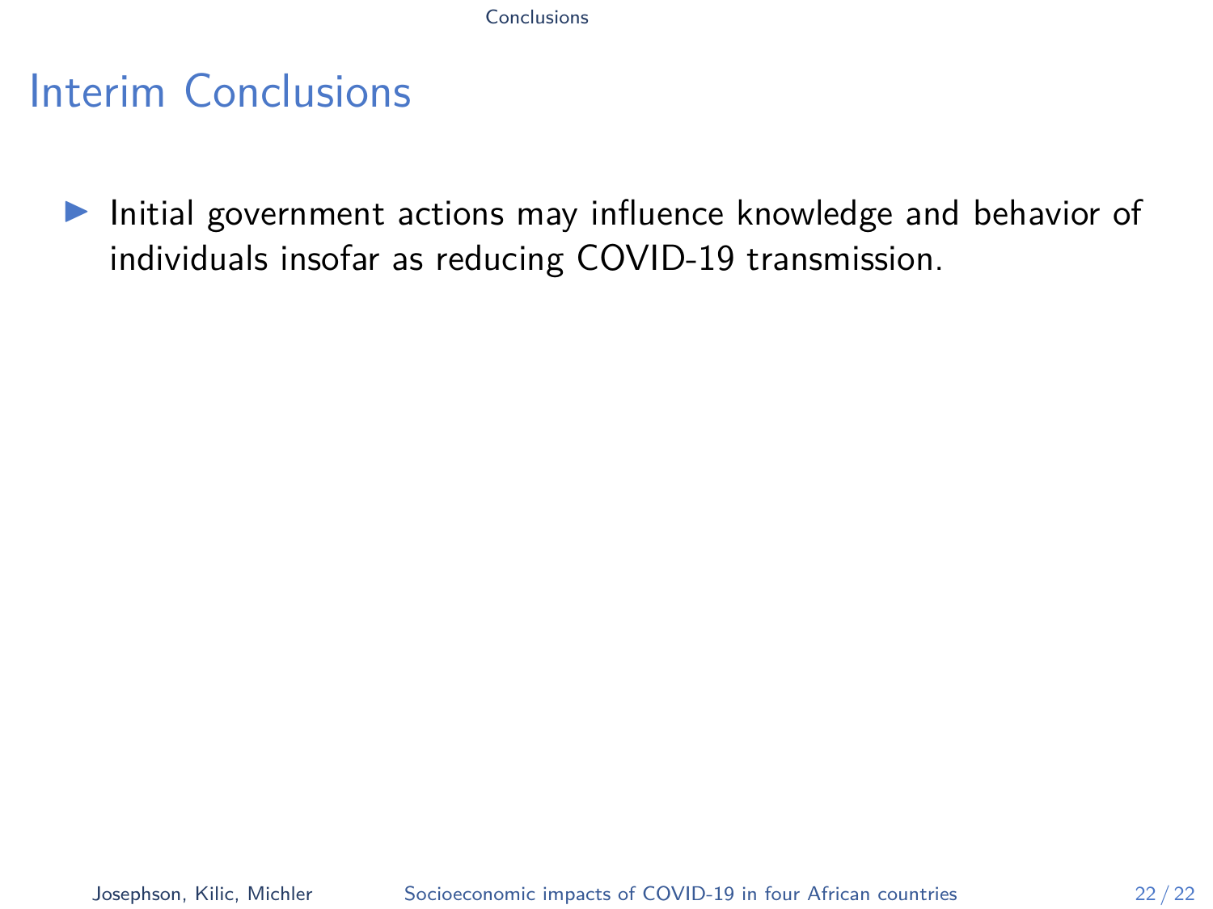# Interim Conclusions

- Initial government actions may influence knowledge and behavior of individuals insofar as reducing COVID-19 transmission.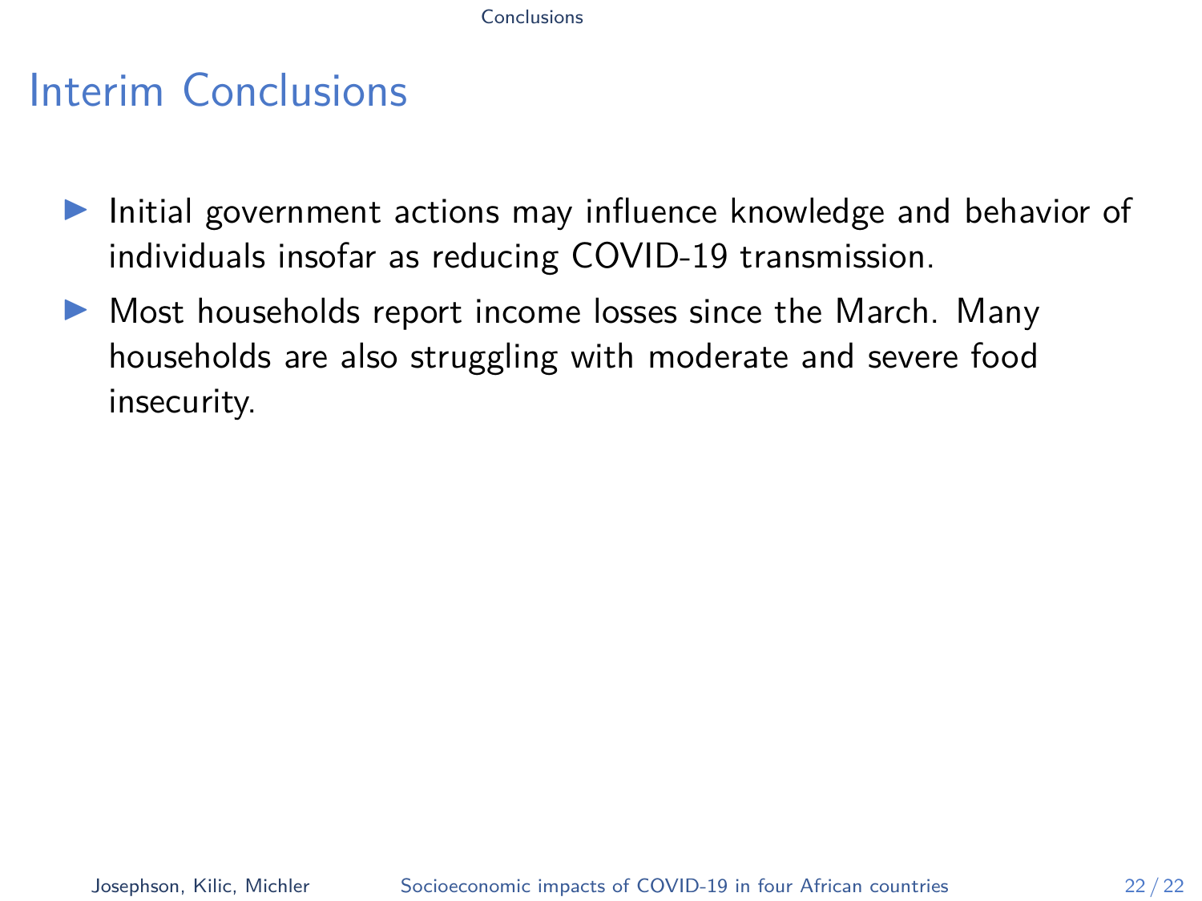# Interim Conclusions

- Initial government actions may influence knowledge and behavior of individuals insofar as reducing COVID-19 transmission.
- Most households report income losses since the March. Many households are also struggling with moderate and severe food insecurity.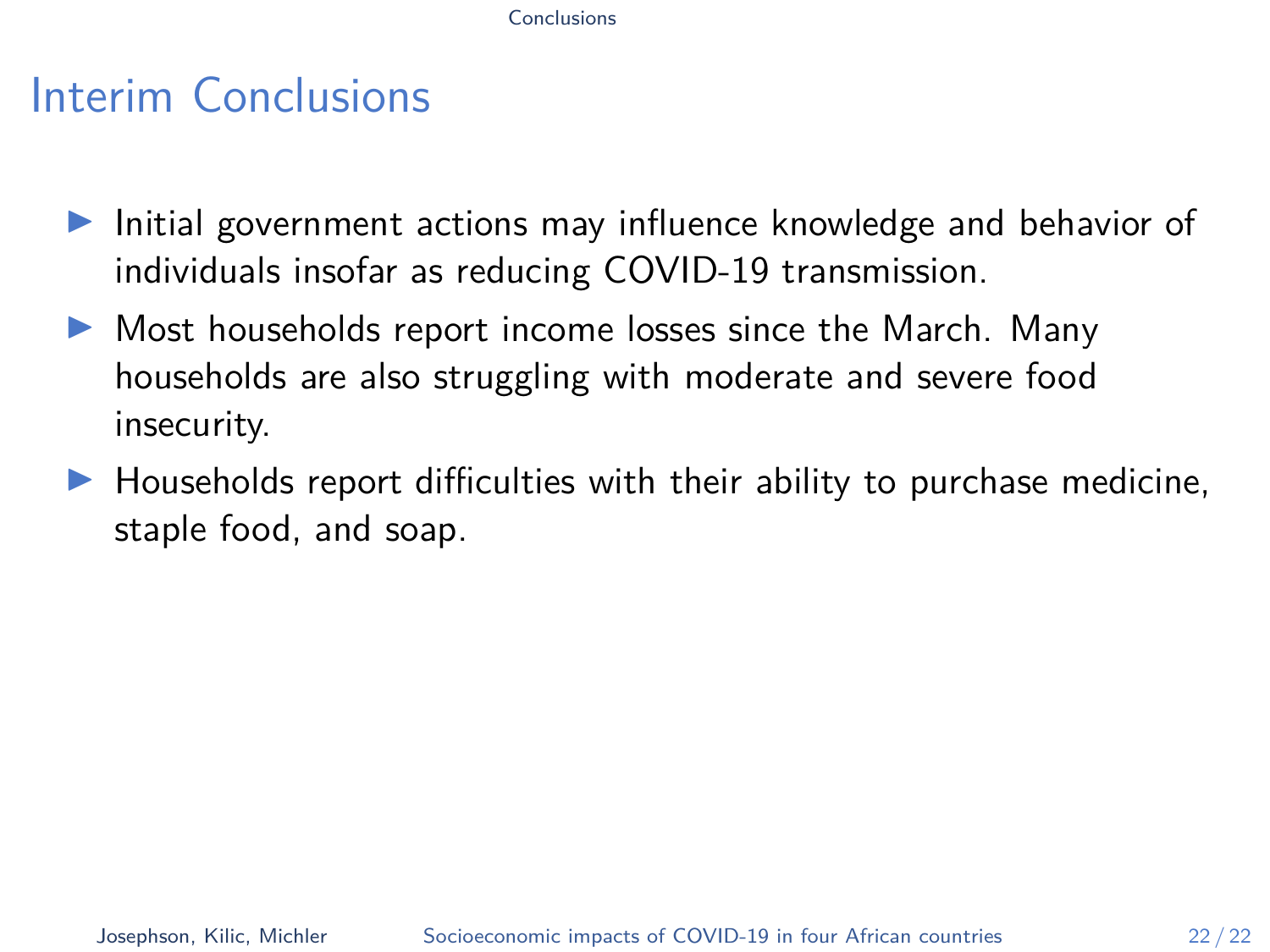# Interim Conclusions

- Initial government actions may influence knowledge and behavior of individuals insofar as reducing COVID-19 transmission.
- Most households report income losses since the March. Many households are also struggling with moderate and severe food insecurity.
- Households report difficulties with their ability to purchase medicine, staple food, and soap.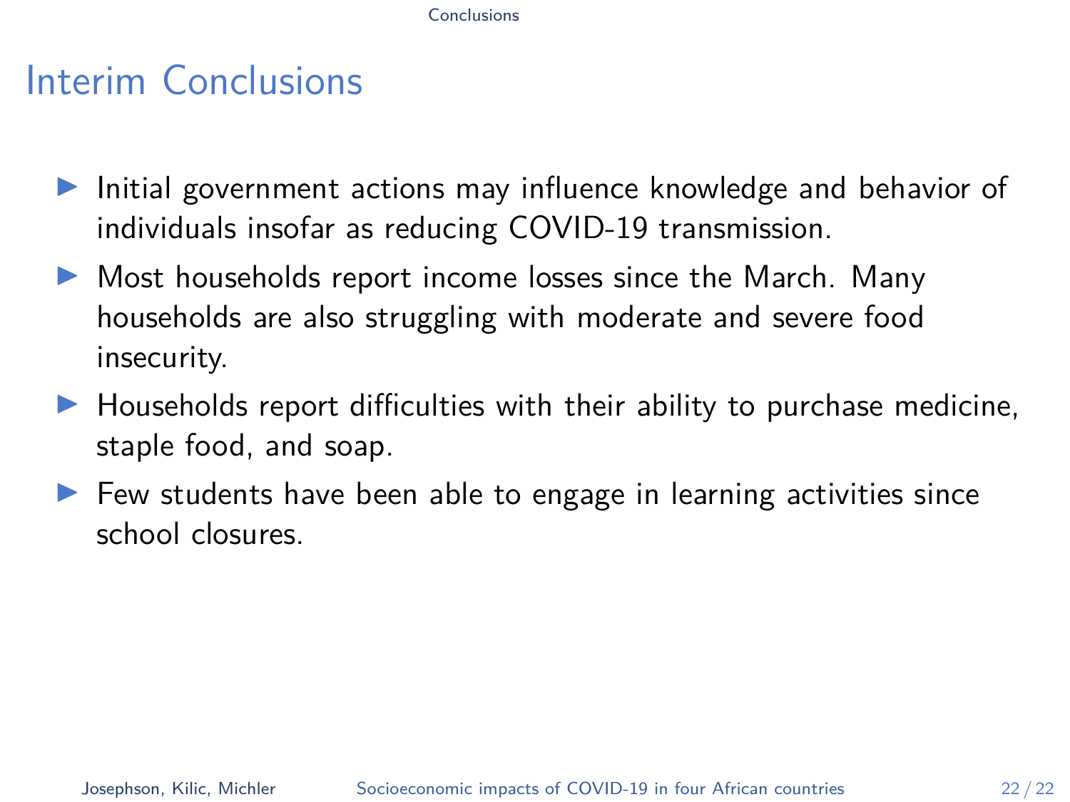# Interim Conclusions

- Initial government actions may influence knowledge and behavior of individuals insofar as reducing COVID-19 transmission.
- Most households report income losses since the March. Many households are also struggling with moderate and severe food insecurity.
- Households report difficulties with their ability to purchase medicine, staple food, and soap.
- Few students have been able to engage in learning activities since school closures.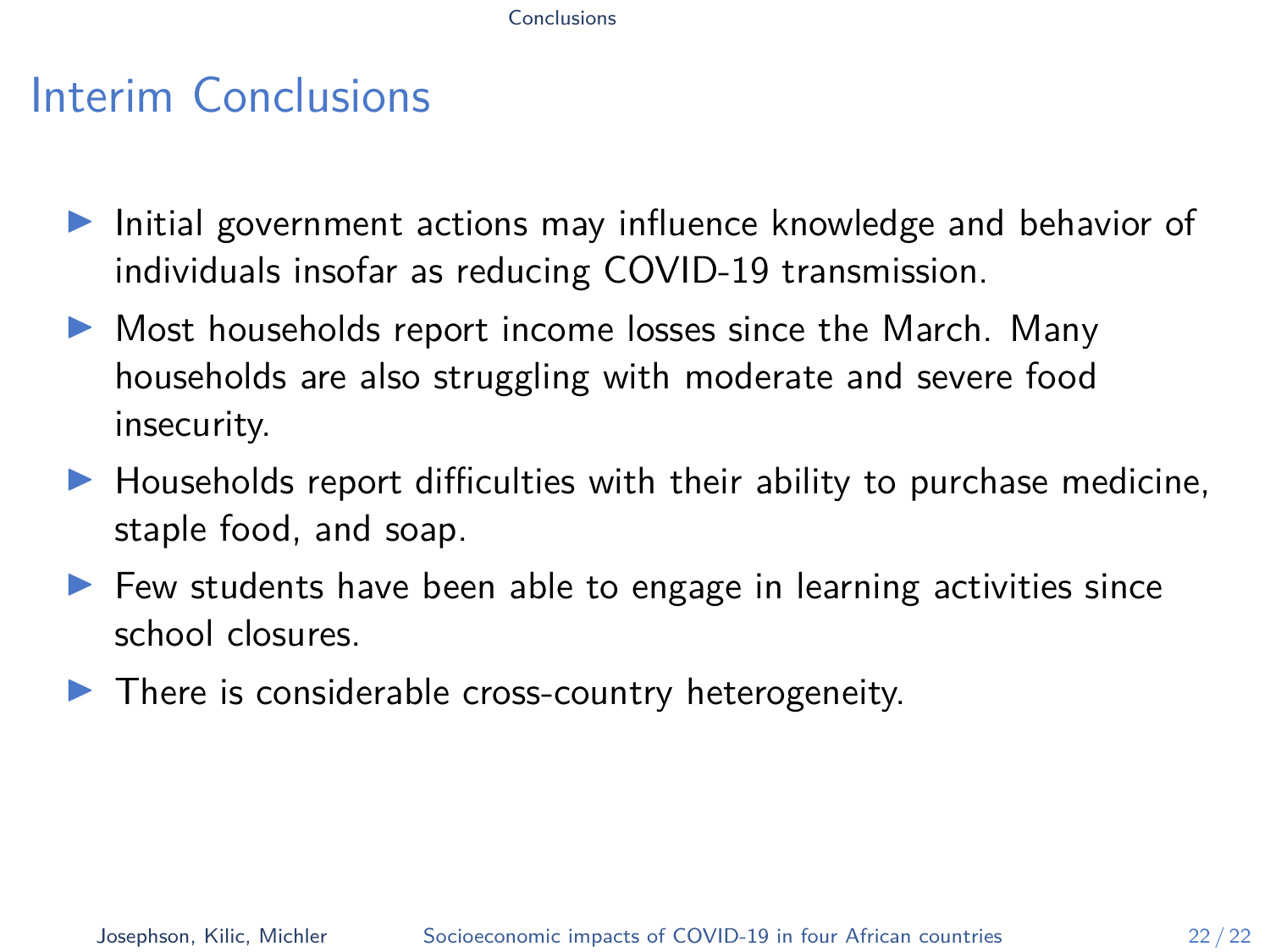# Interim Conclusions

- Initial government actions may influence knowledge and behavior of individuals insofar as reducing COVID-19 transmission.
- Most households report income losses since the March. Many households are also struggling with moderate and severe food insecurity.
- Households report difficulties with their ability to purchase medicine, staple food, and soap.
- Few students have been able to engage in learning activities since school closures.
- There is considerable cross-country heterogeneity.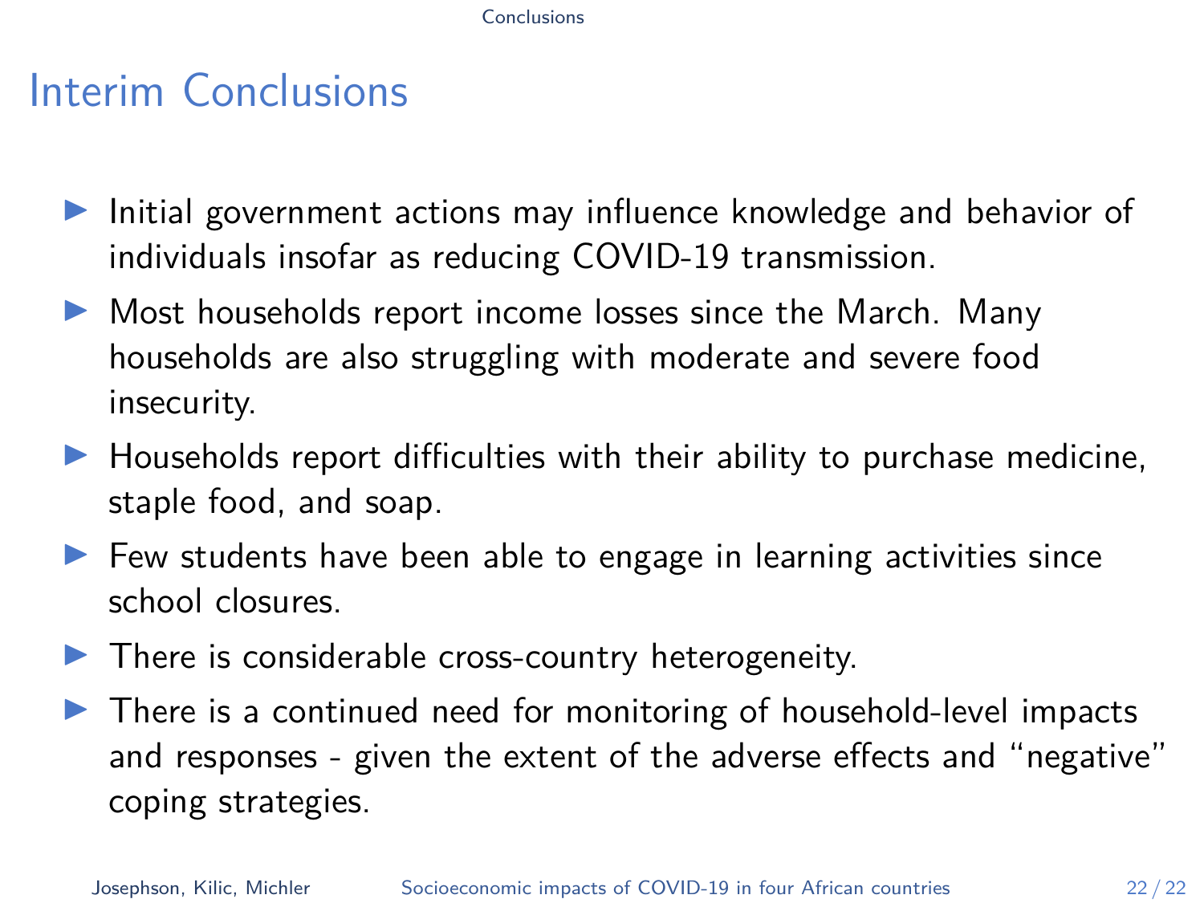# Interim Conclusions

- Initial government actions may influence knowledge and behavior of individuals insofar as reducing COVID-19 transmission.
- Most households report income losses since the March. Many households are also struggling with moderate and severe food insecurity.
- Households report difficulties with their ability to purchase medicine, staple food, and soap.
- Few students have been able to engage in learning activities since school closures.
- There is considerable cross-country heterogeneity.
- There is a continued need for monitoring of household-level impacts and responses - given the extent of the adverse effects and "negative" coping strategies.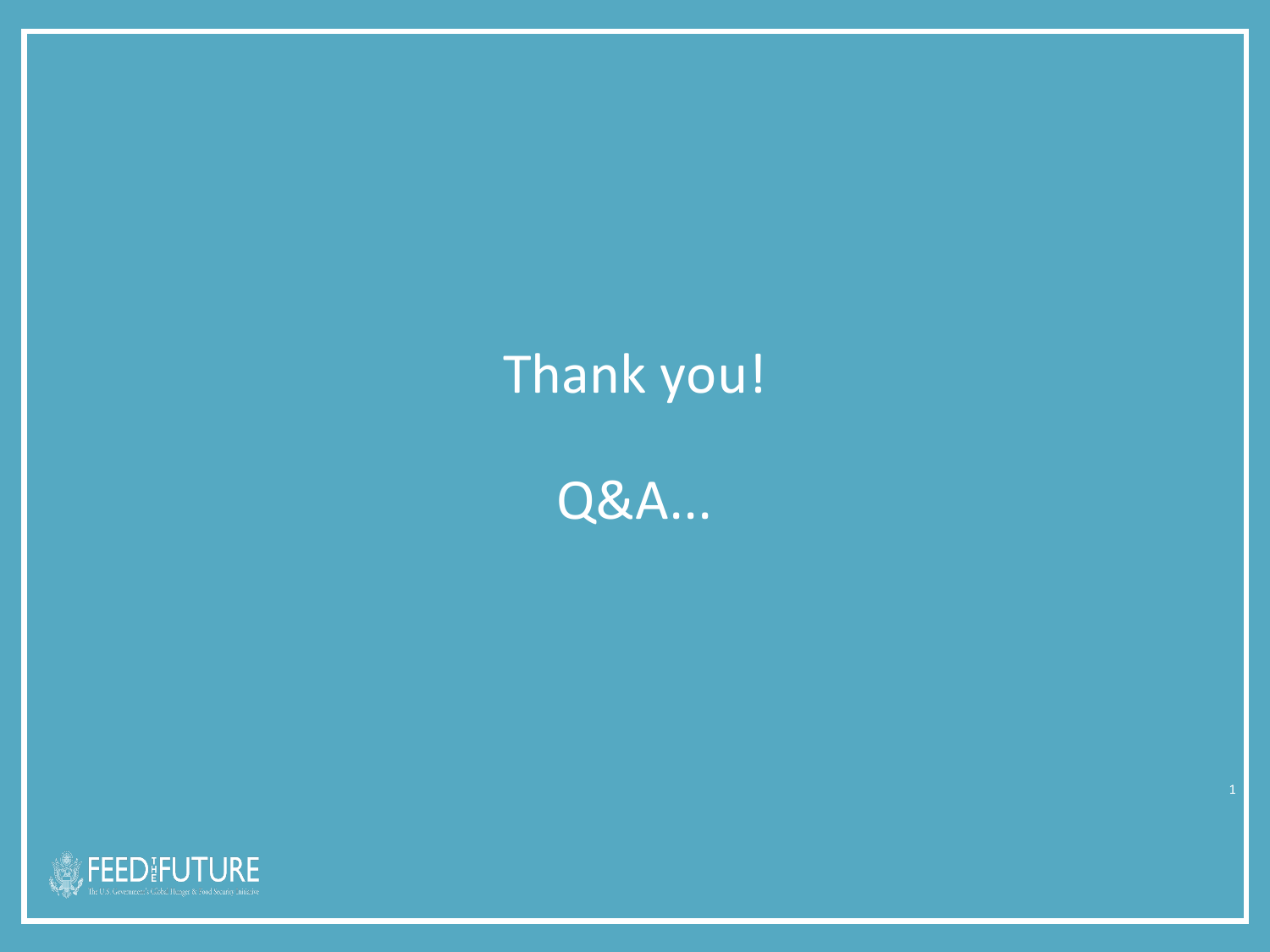Thank you!

Q&A...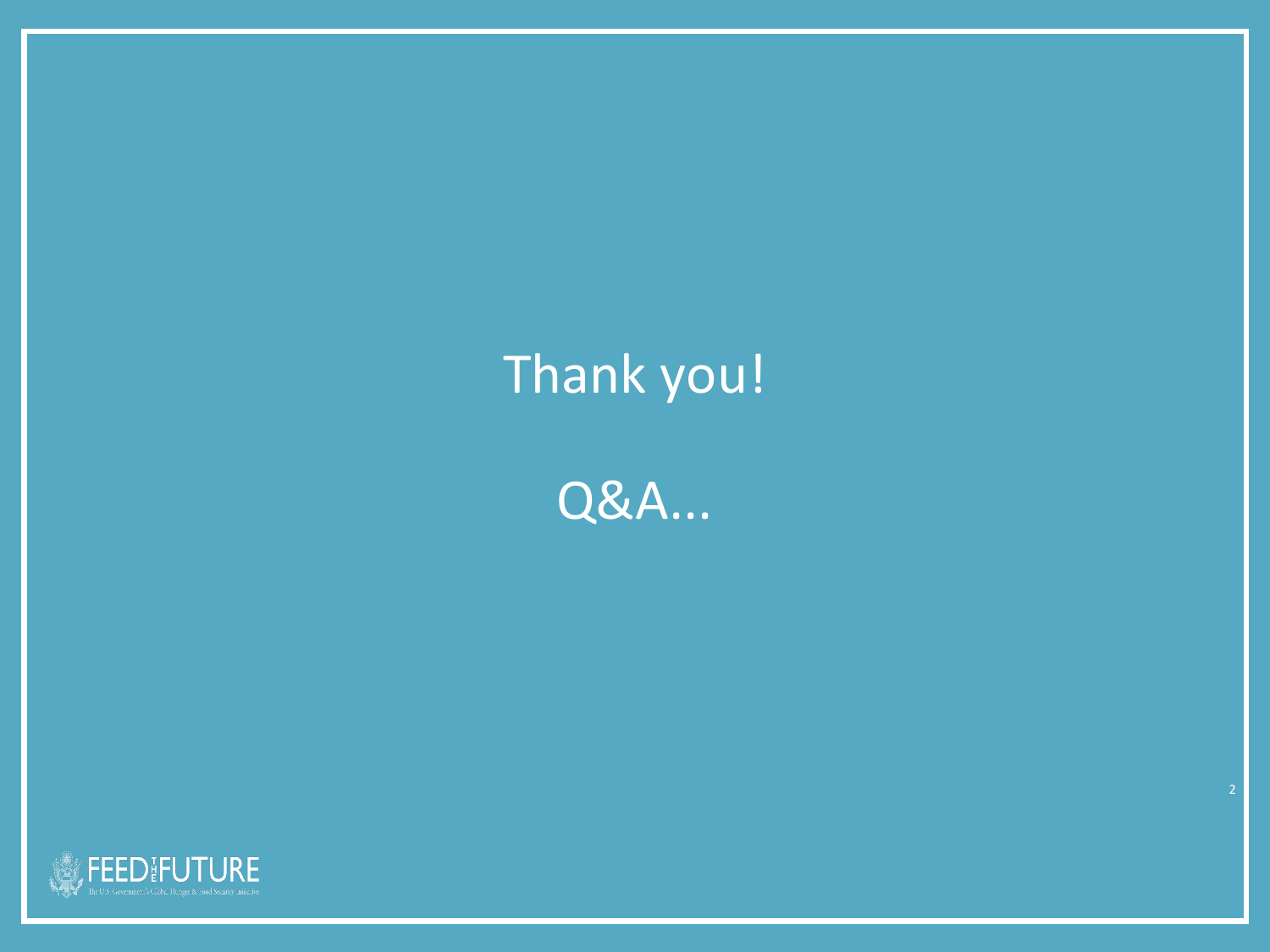Thank you!

Q&A...